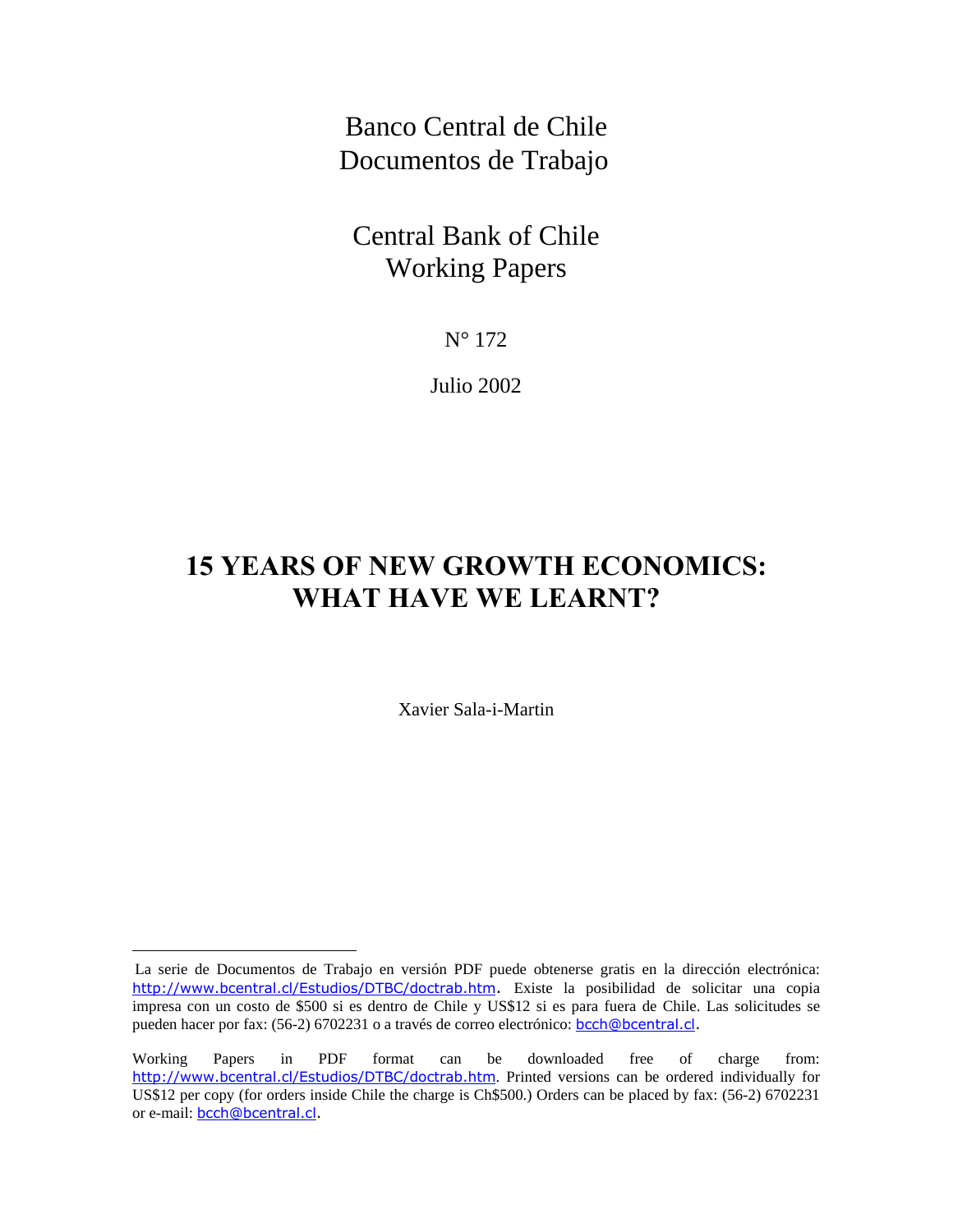Banco Central de Chile
Documentos de Trabajo

Central Bank of Chile
Working Papers

N° 172

Julio 2002

# 15 YEARS OF NEW GROWTH ECONOMICS: WHAT HAVE WE LEARNT?

Xavier Sala-i-Martin

---

La serie de Documentos de Trabajo en versión PDF puede obtenerse gratis en la dirección electrónica: http://www.bcentral.cl/Estudios/DTBC/doctrab.htm. Existe la posibilidad de solicitar una copia impresa con un costo de $500 si es dentro de Chile y US$12 si es para fuera de Chile. Las solicitudes se pueden hacer por fax: (56-2) 6702231 o a través de correo electrónico: bcch@bcentral.cl.

Working Papers in PDF format can be downloaded free of charge from: http://www.bcentral.cl/Estudios/DTBC/doctrab.htm. Printed versions can be ordered individually for US$12 per copy (for orders inside Chile the charge is Ch$500.) Orders can be placed by fax: (56-2) 6702231 or e-mail: bcch@bcentral.cl.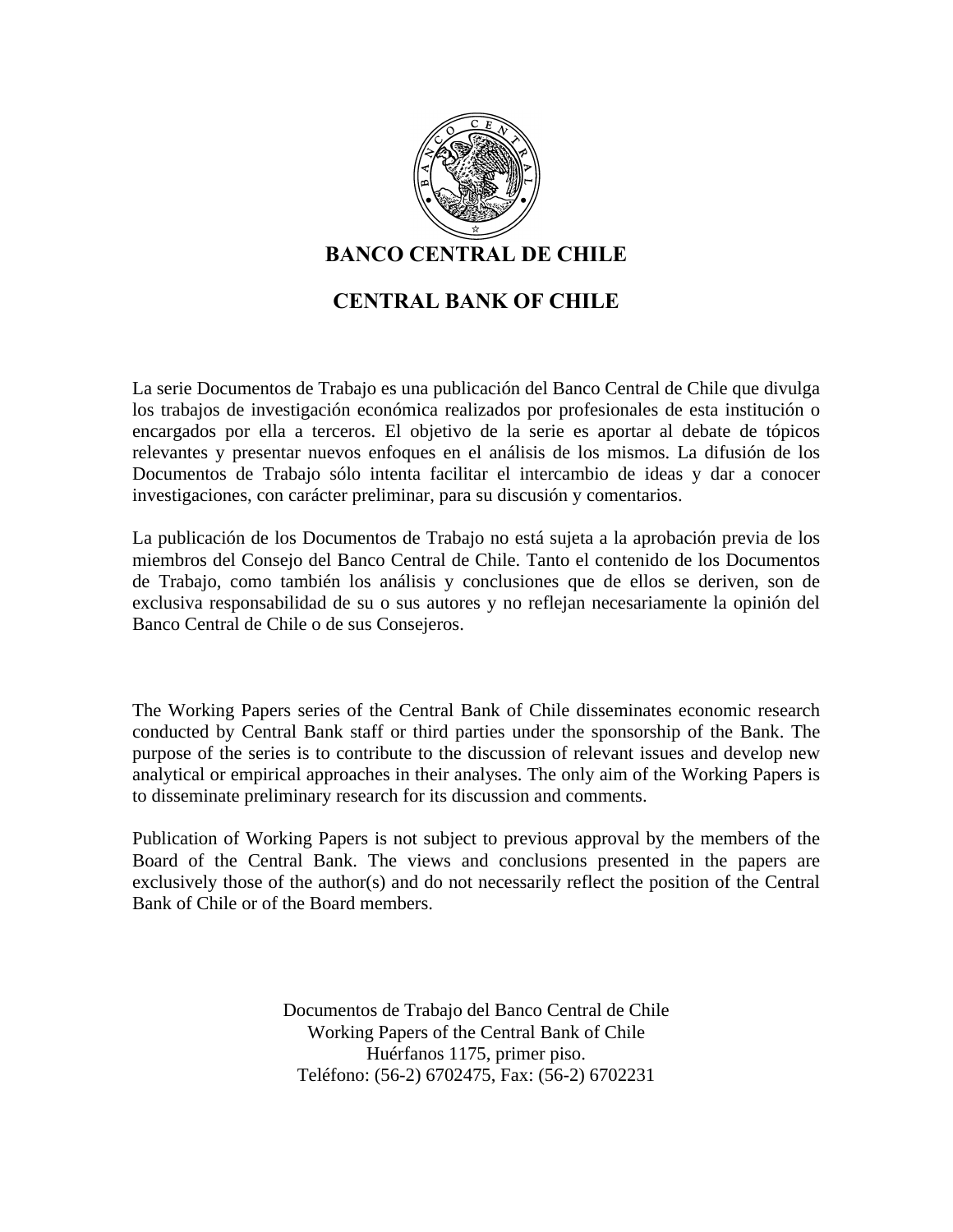# BANCO CENTRAL DE CHILE

# CENTRAL BANK OF CHILE

La serie Documentos de Trabajo es una publicación del Banco Central de Chile que divulga los trabajos de investigación económica realizados por profesionales de esta institución o encargados por ella a terceros. El objetivo de la serie es aportar al debate de tópicos relevantes y presentar nuevos enfoques en el análisis de los mismos. La difusión de los Documentos de Trabajo sólo intenta facilitar el intercambio de ideas y dar a conocer investigaciones, con carácter preliminar, para su discusión y comentarios.

La publicación de los Documentos de Trabajo no está sujeta a la aprobación previa de los miembros del Consejo del Banco Central de Chile. Tanto el contenido de los Documentos de Trabajo, como también los análisis y conclusiones que de ellos se deriven, son de exclusiva responsabilidad de su o sus autores y no reflejan necesariamente la opinión del Banco Central de Chile o de sus Consejeros.

The Working Papers series of the Central Bank of Chile disseminates economic research conducted by Central Bank staff or third parties under the sponsorship of the Bank. The purpose of the series is to contribute to the discussion of relevant issues and develop new analytical or empirical approaches in their analyses. The only aim of the Working Papers is to disseminate preliminary research for its discussion and comments.

Publication of Working Papers is not subject to previous approval by the members of the Board of the Central Bank. The views and conclusions presented in the papers are exclusively those of the author(s) and do not necessarily reflect the position of the Central Bank of Chile or of the Board members.

Documentos de Trabajo del Banco Central de Chile
Working Papers of the Central Bank of Chile
Huérfanos 1175, primer piso.
Teléfono: (56-2) 6702475, Fax: (56-2) 6702231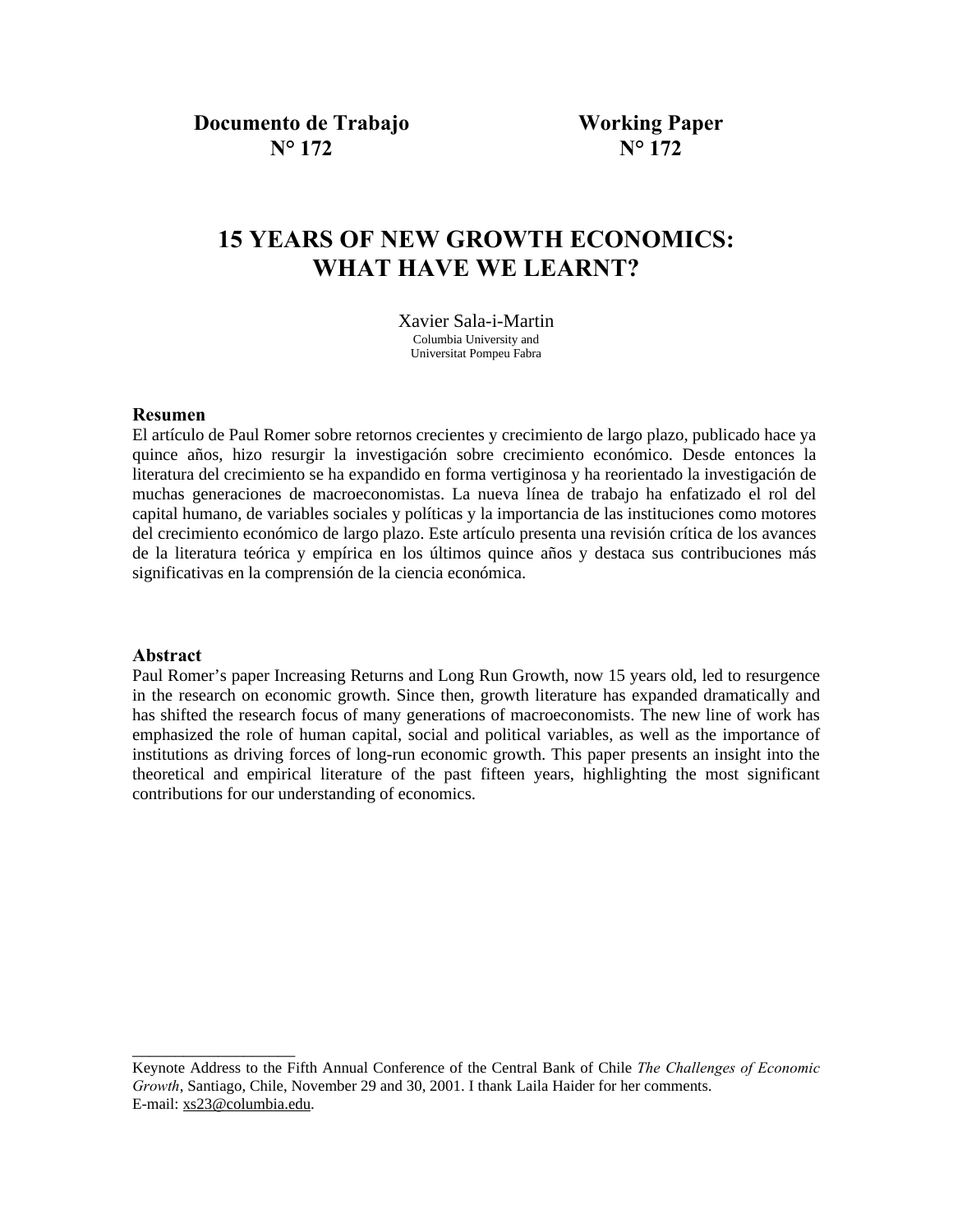**Documento de Trabajo N° 172**

**Working Paper N° 172**

# 15 YEARS OF NEW GROWTH ECONOMICS: WHAT HAVE WE LEARNT?

Xavier Sala-i-Martin
Columbia University and
Universitat Pompeu Fabra

### Resumen

El artículo de Paul Romer sobre retornos crecientes y crecimiento de largo plazo, publicado hace ya quince años, hizo resurgir la investigación sobre crecimiento económico. Desde entonces la literatura del crecimiento se ha expandido en forma vertiginosa y ha reorientado la investigación de muchas generaciones de macroeconomistas. La nueva línea de trabajo ha enfatizado el rol del capital humano, de variables sociales y políticas y la importancia de las instituciones como motores del crecimiento económico de largo plazo. Este artículo presenta una revisión crítica de los avances de la literatura teórica y empírica en los últimos quince años y destaca sus contribuciones más significativas en la comprensión de la ciencia económica.

### Abstract

Paul Romer's paper Increasing Returns and Long Run Growth, now 15 years old, led to resurgence in the research on economic growth. Since then, growth literature has expanded dramatically and has shifted the research focus of many generations of macroeconomists. The new line of work has emphasized the role of human capital, social and political variables, as well as the importance of institutions as driving forces of long-run economic growth. This paper presents an insight into the theoretical and empirical literature of the past fifteen years, highlighting the most significant contributions for our understanding of economics.

---

Keynote Address to the Fifth Annual Conference of the Central Bank of Chile *The Challenges of Economic Growth*, Santiago, Chile, November 29 and 30, 2001. I thank Laila Haider for her comments.
E-mail: xs23@columbia.edu.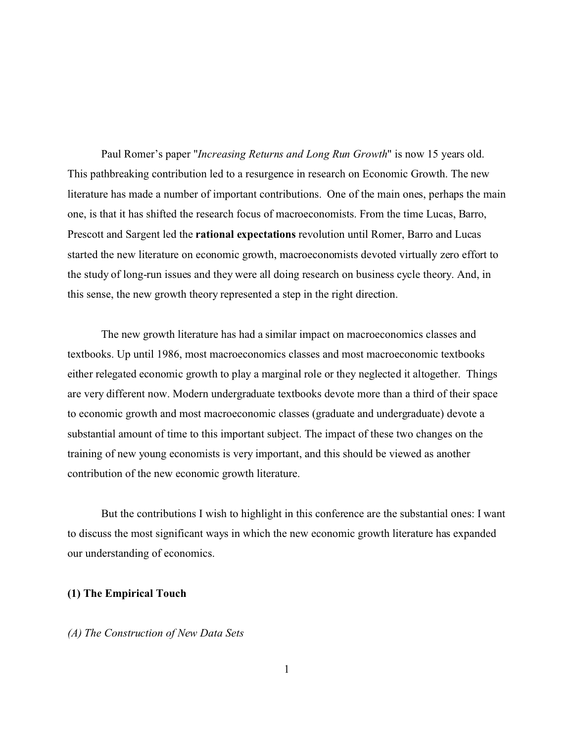Paul Romer's paper "*Increasing Returns and Long Run Growth*" is now 15 years old. This pathbreaking contribution led to a resurgence in research on Economic Growth. The new literature has made a number of important contributions. One of the main ones, perhaps the main one, is that it has shifted the research focus of macroeconomists. From the time Lucas, Barro, Prescott and Sargent led the **rational expectations** revolution until Romer, Barro and Lucas started the new literature on economic growth, macroeconomists devoted virtually zero effort to the study of long-run issues and they were all doing research on business cycle theory. And, in this sense, the new growth theory represented a step in the right direction.

The new growth literature has had a similar impact on macroeconomics classes and textbooks. Up until 1986, most macroeconomics classes and most macroeconomic textbooks either relegated economic growth to play a marginal role or they neglected it altogether. Things are very different now. Modern undergraduate textbooks devote more than a third of their space to economic growth and most macroeconomic classes (graduate and undergraduate) devote a substantial amount of time to this important subject. The impact of these two changes on the training of new young economists is very important, and this should be viewed as another contribution of the new economic growth literature.

But the contributions I wish to highlight in this conference are the substantial ones: I want to discuss the most significant ways in which the new economic growth literature has expanded our understanding of economics.

## (1) The Empirical Touch

### *(A) The Construction of New Data Sets*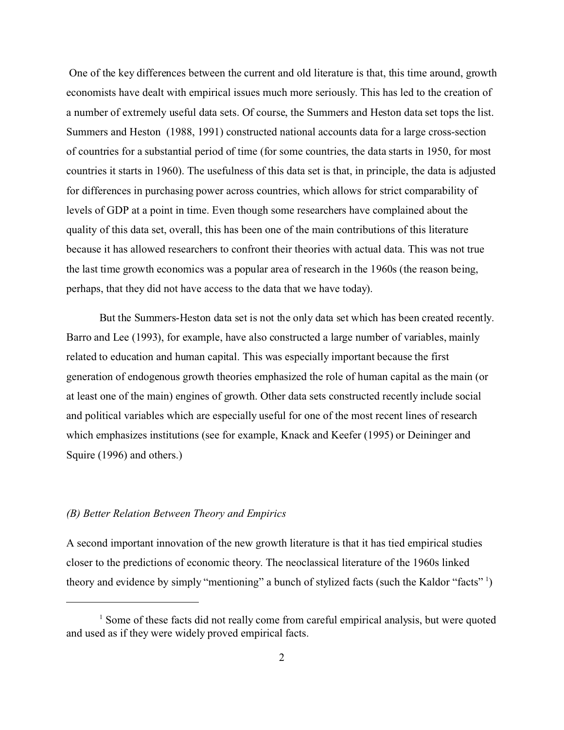One of the key differences between the current and old literature is that, this time around, growth economists have dealt with empirical issues much more seriously. This has led to the creation of a number of extremely useful data sets. Of course, the Summers and Heston data set tops the list. Summers and Heston (1988, 1991) constructed national accounts data for a large cross-section of countries for a substantial period of time (for some countries, the data starts in 1950, for most countries it starts in 1960). The usefulness of this data set is that, in principle, the data is adjusted for differences in purchasing power across countries, which allows for strict comparability of levels of GDP at a point in time. Even though some researchers have complained about the quality of this data set, overall, this has been one of the main contributions of this literature because it has allowed researchers to confront their theories with actual data. This was not true the last time growth economics was a popular area of research in the 1960s (the reason being, perhaps, that they did not have access to the data that we have today).

But the Summers-Heston data set is not the only data set which has been created recently. Barro and Lee (1993), for example, have also constructed a large number of variables, mainly related to education and human capital. This was especially important because the first generation of endogenous growth theories emphasized the role of human capital as the main (or at least one of the main) engines of growth. Other data sets constructed recently include social and political variables which are especially useful for one of the most recent lines of research which emphasizes institutions (see for example, Knack and Keefer (1995) or Deininger and Squire (1996) and others.)

### *(B) Better Relation Between Theory and Empirics*

A second important innovation of the new growth literature is that it has tied empirical studies closer to the predictions of economic theory. The neoclassical literature of the 1960s linked theory and evidence by simply "mentioning" a bunch of stylized facts (such the Kaldor "facts" [1])

---

[1] Some of these facts did not really come from careful empirical analysis, but were quoted and used as if they were widely proved empirical facts.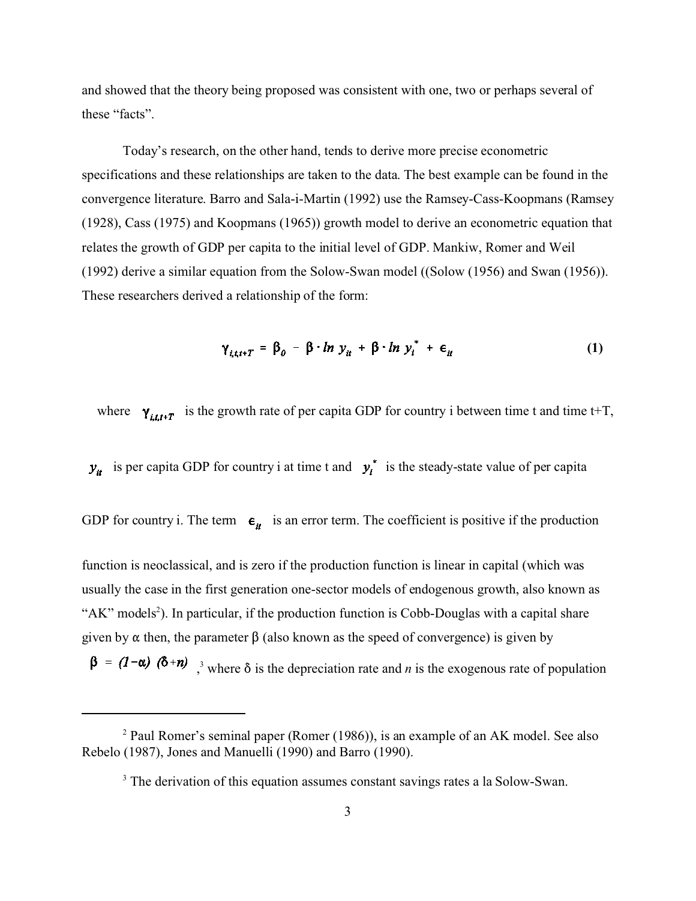and showed that the theory being proposed was consistent with one, two or perhaps several of these "facts".

Today's research, on the other hand, tends to derive more precise econometric specifications and these relationships are taken to the data. The best example can be found in the convergence literature. Barro and Sala-i-Martin (1992) use the Ramsey-Cass-Koopmans (Ramsey (1928), Cass (1975) and Koopmans (1965)) growth model to derive an econometric equation that relates the growth of GDP per capita to the initial level of GDP. Mankiw, Romer and Weil (1992) derive a similar equation from the Solow-Swan model ((Solow (1956) and Swan (1956)). These researchers derived a relationship of the form:

$$\gamma_{i,t,t+T} = \beta_0 - \beta \cdot \ln y_{it} + \beta \cdot \ln y_i^* + \epsilon_{it} \tag{1}$$

where $\gamma_{i,t,t+T}$ is the growth rate of per capita GDP for country i between time t and time t+T, $y_{it}$ is per capita GDP for country i at time t and $y_i^*$ is the steady-state value of per capita GDP for country i. The term $\epsilon_{it}$ is an error term. The coefficient is positive if the production function is neoclassical, and is zero if the production function is linear in capital (which was usually the case in the first generation one-sector models of endogenous growth, also known as "AK" models[2]). In particular, if the production function is Cobb-Douglas with a capital share given by $\alpha$ then, the parameter $\beta$ (also known as the speed of convergence) is given by $\beta = (1-\alpha)(\delta+n)$,[3] where $\delta$ is the depreciation rate and $n$ is the exogenous rate of population

[2] Paul Romer's seminal paper (Romer (1986)), is an example of an AK model. See also Rebelo (1987), Jones and Manuelli (1990) and Barro (1990).

[3] The derivation of this equation assumes constant savings rates a la Solow-Swan.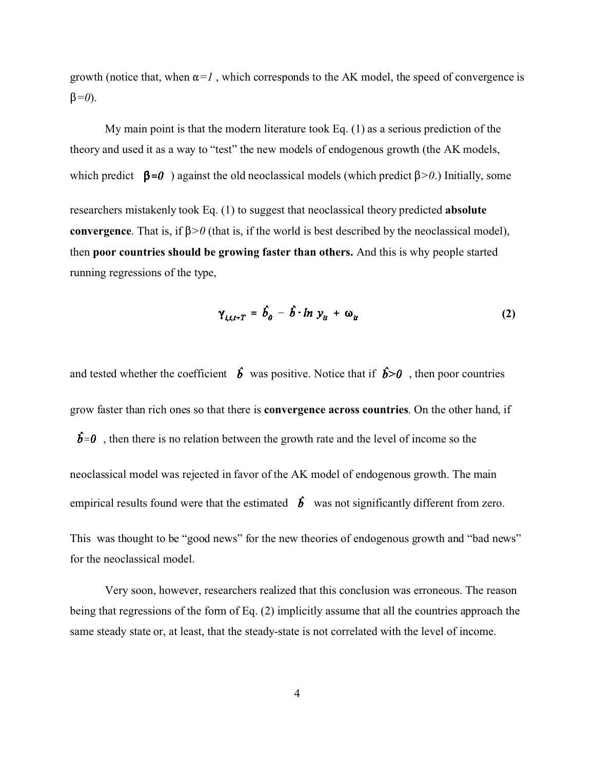growth (notice that, when $\alpha=1$ , which corresponds to the AK model, the speed of convergence is $\beta=0$).

My main point is that the modern literature took Eq. (1) as a serious prediction of the theory and used it as a way to "test" the new models of endogenous growth (the AK models, which predict $\beta=0$ ) against the old neoclassical models (which predict $\beta>0$.) Initially, some researchers mistakenly took Eq. (1) to suggest that neoclassical theory predicted **absolute convergence**. That is, if $\beta>0$ (that is, if the world is best described by the neoclassical model), then **poor countries should be growing faster than others.** And this is why people started running regressions of the type,

$$\gamma_{i,t,t+T} = \hat{b}_0 - \hat{b} \cdot \ln y_{it} + \omega_{it} \tag{2}$$

and tested whether the coefficient $\hat{b}$ was positive. Notice that if $\hat{b}>0$ , then poor countries grow faster than rich ones so that there is **convergence across countries**. On the other hand, if $\hat{b}=0$ , then there is no relation between the growth rate and the level of income so the neoclassical model was rejected in favor of the AK model of endogenous growth. The main empirical results found were that the estimated $\hat{b}$ was not significantly different from zero. This was thought to be "good news" for the new theories of endogenous growth and "bad news" for the neoclassical model.

Very soon, however, researchers realized that this conclusion was erroneous. The reason being that regressions of the form of Eq. (2) implicitly assume that all the countries approach the same steady state or, at least, that the steady-state is not correlated with the level of income.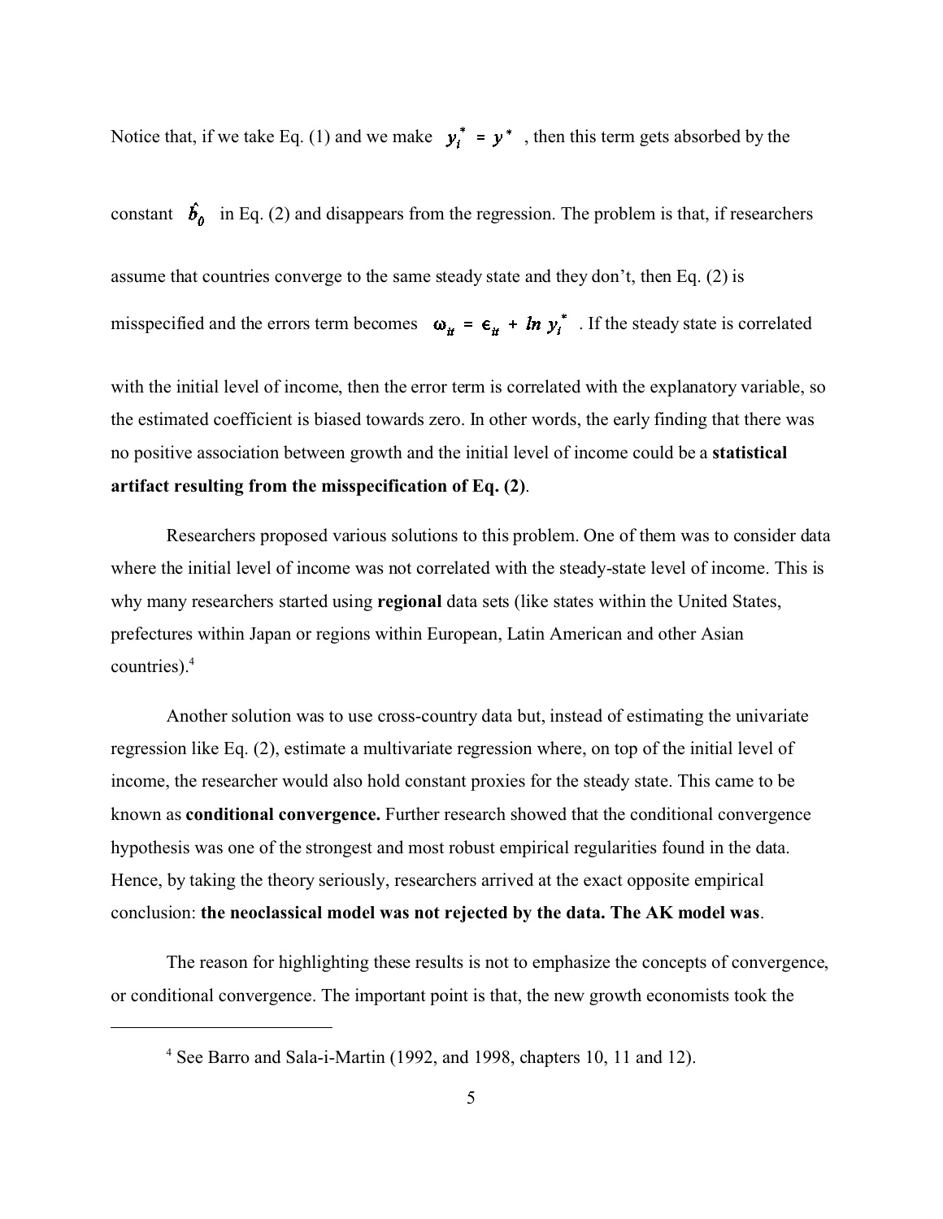Notice that, if we take Eq. (1) and we make $y_i^* = y^*$, then this term gets absorbed by the constant $\hat{b}_0$ in Eq. (2) and disappears from the regression. The problem is that, if researchers assume that countries converge to the same steady state and they don't, then Eq. (2) is misspecified and the errors term becomes $\omega_{it} = \epsilon_{it} + ln\, y_i^*$. If the steady state is correlated with the initial level of income, then the error term is correlated with the explanatory variable, so the estimated coefficient is biased towards zero. In other words, the early finding that there was no positive association between growth and the initial level of income could be a **statistical artifact resulting from the misspecification of Eq. (2)**.

Researchers proposed various solutions to this problem. One of them was to consider data where the initial level of income was not correlated with the steady-state level of income. This is why many researchers started using **regional** data sets (like states within the United States, prefectures within Japan or regions within European, Latin American and other Asian countries).[4]

Another solution was to use cross-country data but, instead of estimating the univariate regression like Eq. (2), estimate a multivariate regression where, on top of the initial level of income, the researcher would also hold constant proxies for the steady state. This came to be known as **conditional convergence.** Further research showed that the conditional convergence hypothesis was one of the strongest and most robust empirical regularities found in the data. Hence, by taking the theory seriously, researchers arrived at the exact opposite empirical conclusion: **the neoclassical model was not rejected by the data. The AK model was**.

The reason for highlighting these results is not to emphasize the concepts of convergence, or conditional convergence. The important point is that, the new growth economists took the

---

[4] See Barro and Sala-i-Martin (1992, and 1998, chapters 10, 11 and 12).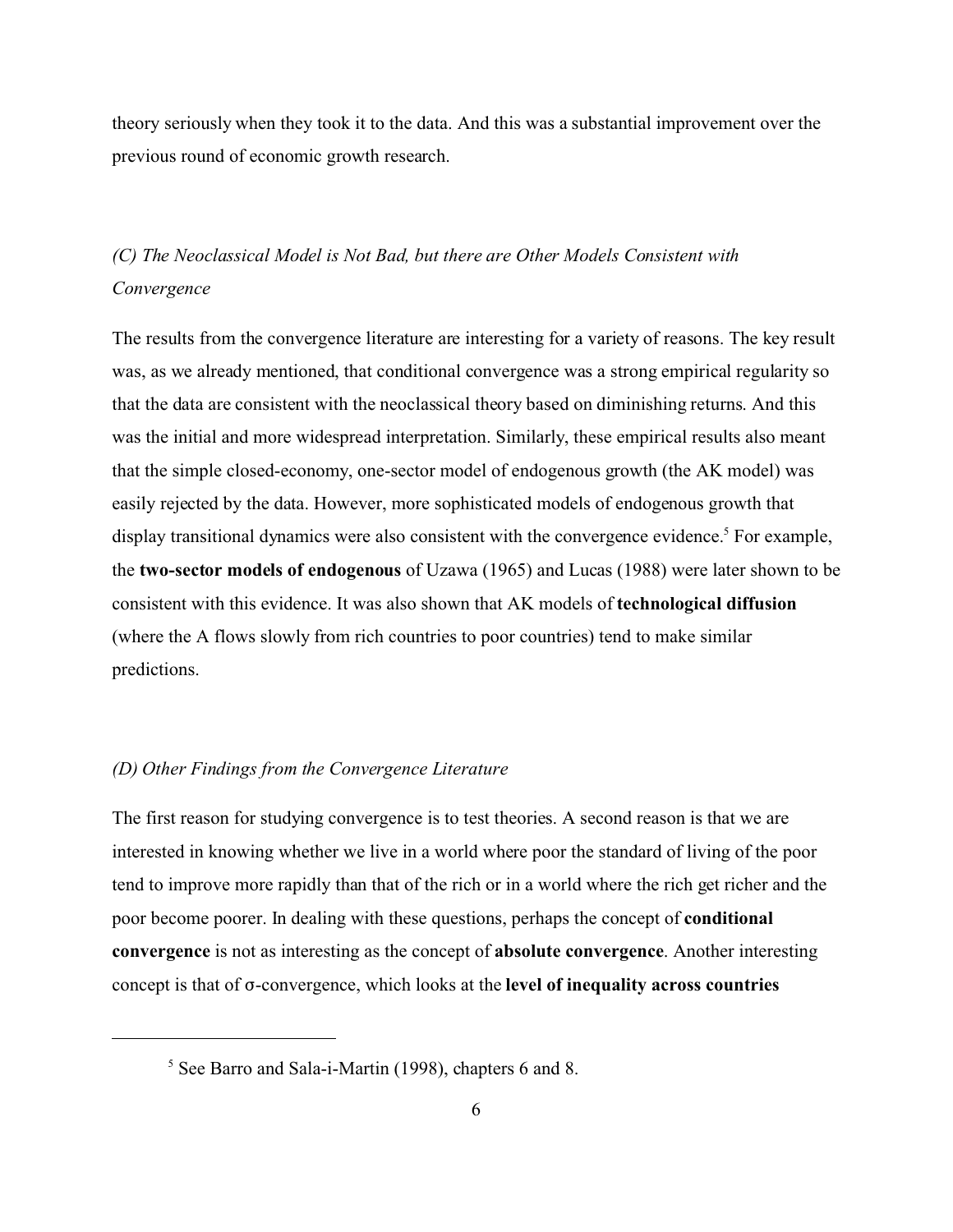theory seriously when they took it to the data. And this was a substantial improvement over the previous round of economic growth research.

### *(C) The Neoclassical Model is Not Bad, but there are Other Models Consistent with Convergence*

The results from the convergence literature are interesting for a variety of reasons. The key result was, as we already mentioned, that conditional convergence was a strong empirical regularity so that the data are consistent with the neoclassical theory based on diminishing returns. And this was the initial and more widespread interpretation. Similarly, these empirical results also meant that the simple closed-economy, one-sector model of endogenous growth (the AK model) was easily rejected by the data. However, more sophisticated models of endogenous growth that display transitional dynamics were also consistent with the convergence evidence.[5] For example, the **two-sector models of endogenous** of Uzawa (1965) and Lucas (1988) were later shown to be consistent with this evidence. It was also shown that AK models of **technological diffusion** (where the A flows slowly from rich countries to poor countries) tend to make similar predictions.

### *(D) Other Findings from the Convergence Literature*

The first reason for studying convergence is to test theories. A second reason is that we are interested in knowing whether we live in a world where poor the standard of living of the poor tend to improve more rapidly than that of the rich or in a world where the rich get richer and the poor become poorer. In dealing with these questions, perhaps the concept of **conditional convergence** is not as interesting as the concept of **absolute convergence**. Another interesting concept is that of σ-convergence, which looks at the **level of inequality across countries**

---

[5] See Barro and Sala-i-Martin (1998), chapters 6 and 8.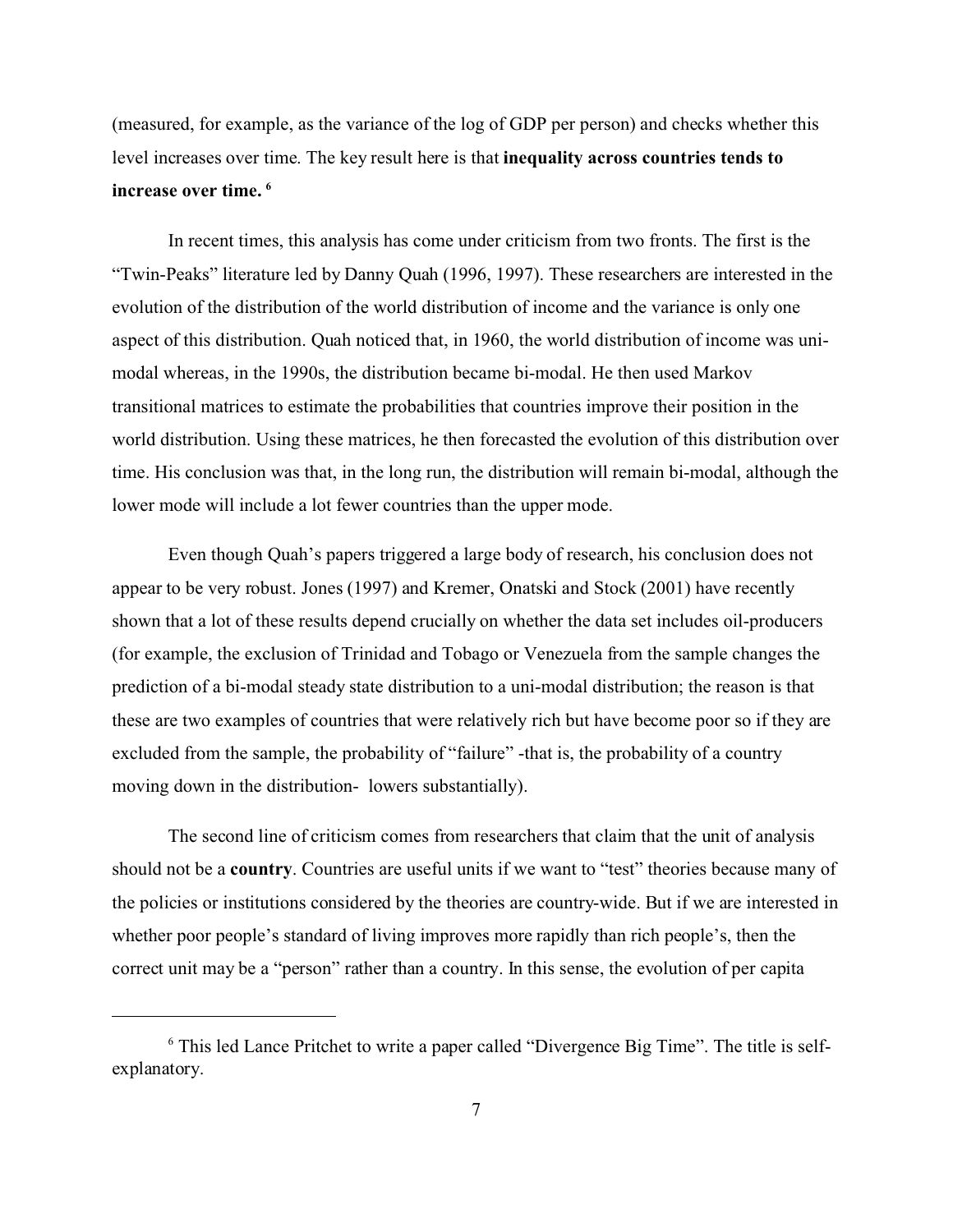(measured, for example, as the variance of the log of GDP per person) and checks whether this level increases over time. The key result here is that **inequality across countries tends to increase over time.** [6]

In recent times, this analysis has come under criticism from two fronts. The first is the "Twin-Peaks" literature led by Danny Quah (1996, 1997). These researchers are interested in the evolution of the distribution of the world distribution of income and the variance is only one aspect of this distribution. Quah noticed that, in 1960, the world distribution of income was uni-modal whereas, in the 1990s, the distribution became bi-modal. He then used Markov transitional matrices to estimate the probabilities that countries improve their position in the world distribution. Using these matrices, he then forecasted the evolution of this distribution over time. His conclusion was that, in the long run, the distribution will remain bi-modal, although the lower mode will include a lot fewer countries than the upper mode.

Even though Quah's papers triggered a large body of research, his conclusion does not appear to be very robust. Jones (1997) and Kremer, Onatski and Stock (2001) have recently shown that a lot of these results depend crucially on whether the data set includes oil-producers (for example, the exclusion of Trinidad and Tobago or Venezuela from the sample changes the prediction of a bi-modal steady state distribution to a uni-modal distribution; the reason is that these are two examples of countries that were relatively rich but have become poor so if they are excluded from the sample, the probability of "failure" -that is, the probability of a country moving down in the distribution- lowers substantially).

The second line of criticism comes from researchers that claim that the unit of analysis should not be a **country**. Countries are useful units if we want to "test" theories because many of the policies or institutions considered by the theories are country-wide. But if we are interested in whether poor people's standard of living improves more rapidly than rich people's, then the correct unit may be a "person" rather than a country. In this sense, the evolution of per capita

---

[6] This led Lance Pritchet to write a paper called "Divergence Big Time". The title is self-explanatory.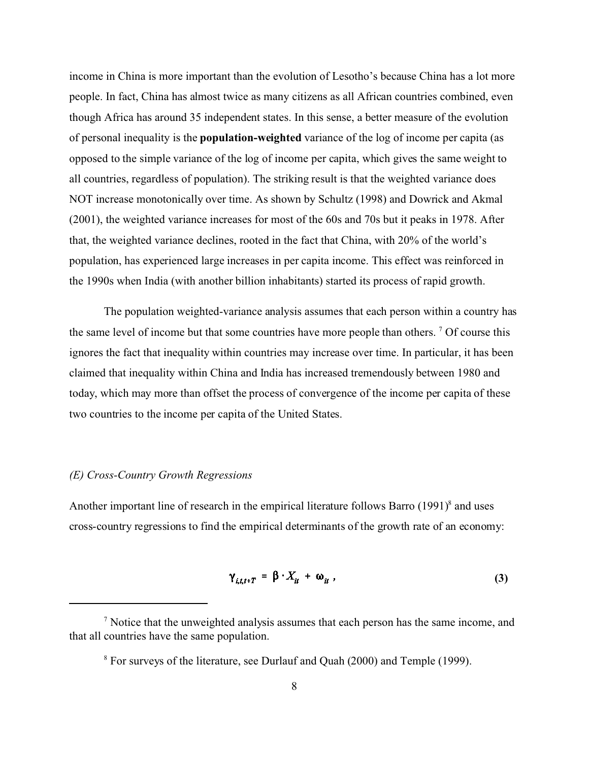income in China is more important than the evolution of Lesotho's because China has a lot more people. In fact, China has almost twice as many citizens as all African countries combined, even though Africa has around 35 independent states. In this sense, a better measure of the evolution of personal inequality is the **population-weighted** variance of the log of income per capita (as opposed to the simple variance of the log of income per capita, which gives the same weight to all countries, regardless of population). The striking result is that the weighted variance does NOT increase monotonically over time. As shown by Schultz (1998) and Dowrick and Akmal (2001), the weighted variance increases for most of the 60s and 70s but it peaks in 1978. After that, the weighted variance declines, rooted in the fact that China, with 20% of the world's population, has experienced large increases in per capita income. This effect was reinforced in the 1990s when India (with another billion inhabitants) started its process of rapid growth.

The population weighted-variance analysis assumes that each person within a country has the same level of income but that some countries have more people than others. [7] Of course this ignores the fact that inequality within countries may increase over time. In particular, it has been claimed that inequality within China and India has increased tremendously between 1980 and today, which may more than offset the process of convergence of the income per capita of these two countries to the income per capita of the United States.

*(E) Cross-Country Growth Regressions*

Another important line of research in the empirical literature follows Barro (1991)[8] and uses cross-country regressions to find the empirical determinants of the growth rate of an economy:

$$\gamma_{i,t,t+T} = \beta \cdot X_{it} + \omega_{it} \,, \tag{3}$$

[7] Notice that the unweighted analysis assumes that each person has the same income, and that all countries have the same population.

[8] For surveys of the literature, see Durlauf and Quah (2000) and Temple (1999).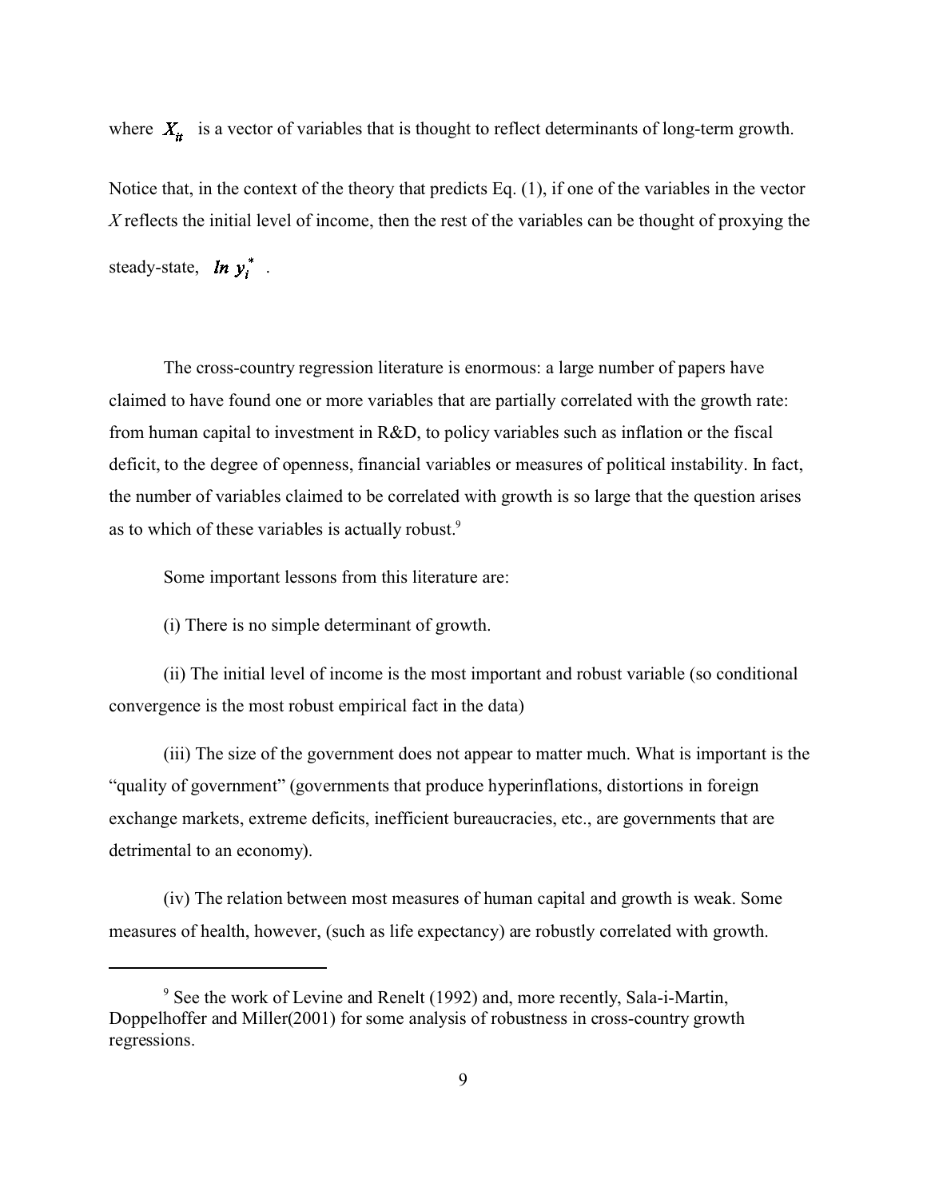where $X_{it}$ is a vector of variables that is thought to reflect determinants of long-term growth.

Notice that, in the context of the theory that predicts Eq. (1), if one of the variables in the vector *X* reflects the initial level of income, then the rest of the variables can be thought of proxying the steady-state, $\ln y_i^*$ .

The cross-country regression literature is enormous: a large number of papers have claimed to have found one or more variables that are partially correlated with the growth rate: from human capital to investment in R&D, to policy variables such as inflation or the fiscal deficit, to the degree of openness, financial variables or measures of political instability. In fact, the number of variables claimed to be correlated with growth is so large that the question arises as to which of these variables is actually robust.[9]

Some important lessons from this literature are:

(i) There is no simple determinant of growth.

(ii) The initial level of income is the most important and robust variable (so conditional convergence is the most robust empirical fact in the data)

(iii) The size of the government does not appear to matter much. What is important is the "quality of government" (governments that produce hyperinflations, distortions in foreign exchange markets, extreme deficits, inefficient bureaucracies, etc., are governments that are detrimental to an economy).

(iv) The relation between most measures of human capital and growth is weak. Some measures of health, however, (such as life expectancy) are robustly correlated with growth.

---

[9] See the work of Levine and Renelt (1992) and, more recently, Sala-i-Martin, Doppelhoffer and Miller(2001) for some analysis of robustness in cross-country growth regressions.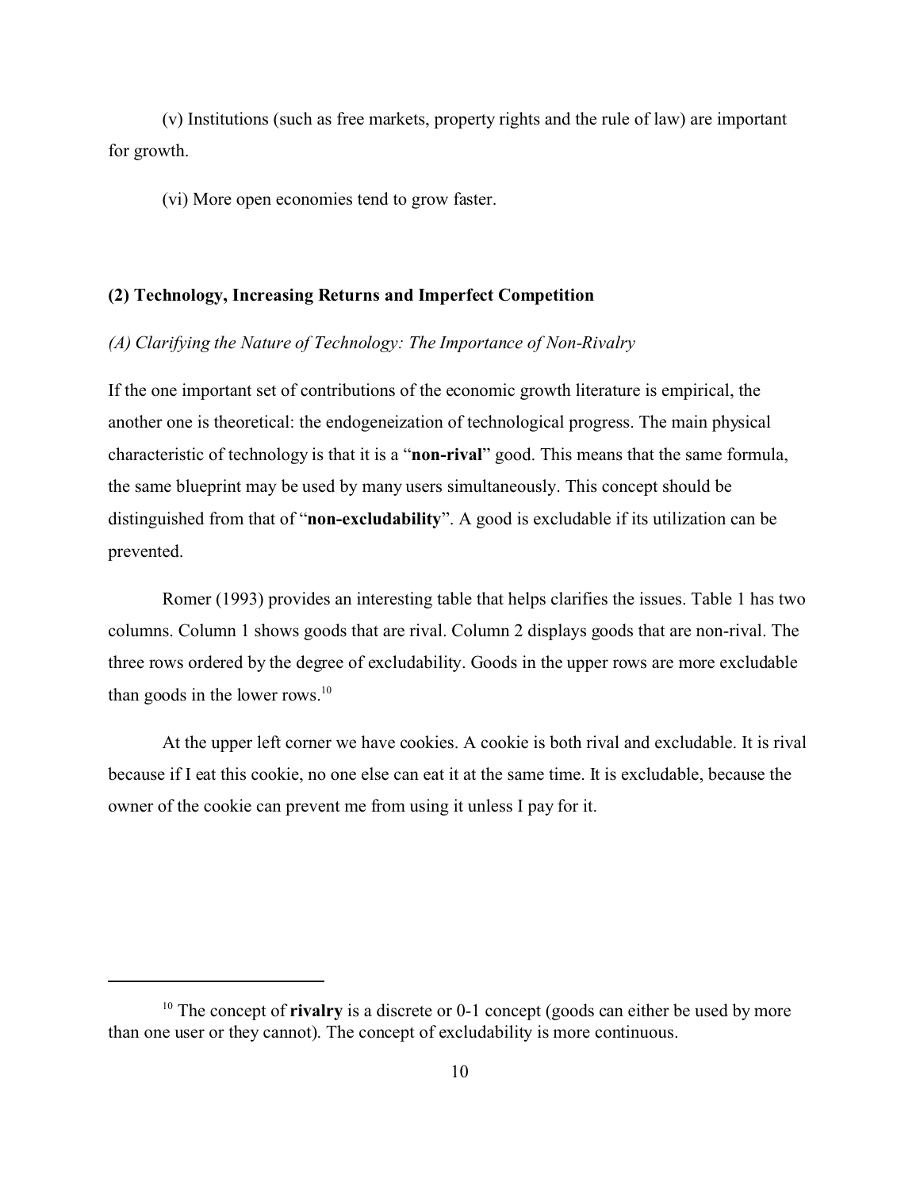(v) Institutions (such as free markets, property rights and the rule of law) are important for growth.

(vi) More open economies tend to grow faster.

**(2) Technology, Increasing Returns and Imperfect Competition**

*(A) Clarifying the Nature of Technology: The Importance of Non-Rivalry*

If the one important set of contributions of the economic growth literature is empirical, the another one is theoretical: the endogeneization of technological progress. The main physical characteristic of technology is that it is a "**non-rival**" good. This means that the same formula, the same blueprint may be used by many users simultaneously. This concept should be distinguished from that of "**non-excludability**". A good is excludable if its utilization can be prevented.

Romer (1993) provides an interesting table that helps clarifies the issues. Table 1 has two columns. Column 1 shows goods that are rival. Column 2 displays goods that are non-rival. The three rows ordered by the degree of excludability. Goods in the upper rows are more excludable than goods in the lower rows.[10]

At the upper left corner we have cookies. A cookie is both rival and excludable. It is rival because if I eat this cookie, no one else can eat it at the same time. It is excludable, because the owner of the cookie can prevent me from using it unless I pay for it.

---

[10] The concept of **rivalry** is a discrete or 0-1 concept (goods can either be used by more than one user or they cannot). The concept of excludability is more continuous.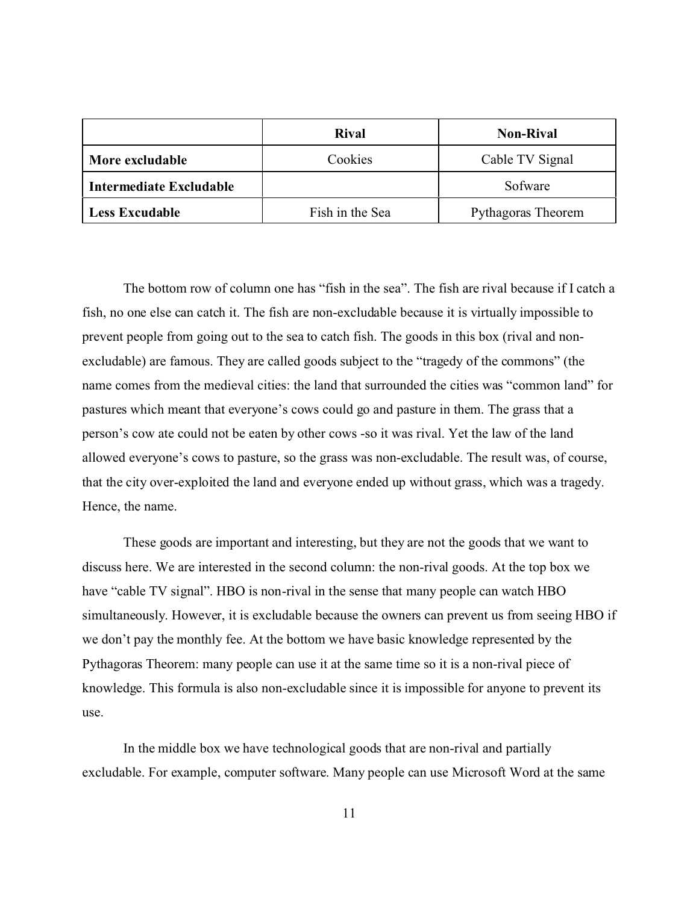| | Rival | Non-Rival |
|---|---|---|
| **More excludable** | Cookies | Cable TV Signal |
| **Intermediate Excludable** | | Sofware |
| **Less Excudable** | Fish in the Sea | Pythagoras Theorem |

The bottom row of column one has "fish in the sea". The fish are rival because if I catch a fish, no one else can catch it. The fish are non-excludable because it is virtually impossible to prevent people from going out to the sea to catch fish. The goods in this box (rival and non-excludable) are famous. They are called goods subject to the "tragedy of the commons" (the name comes from the medieval cities: the land that surrounded the cities was "common land" for pastures which meant that everyone's cows could go and pasture in them. The grass that a person's cow ate could not be eaten by other cows -so it was rival. Yet the law of the land allowed everyone's cows to pasture, so the grass was non-excludable. The result was, of course, that the city over-exploited the land and everyone ended up without grass, which was a tragedy. Hence, the name.

These goods are important and interesting, but they are not the goods that we want to discuss here. We are interested in the second column: the non-rival goods. At the top box we have "cable TV signal". HBO is non-rival in the sense that many people can watch HBO simultaneously. However, it is excludable because the owners can prevent us from seeing HBO if we don't pay the monthly fee. At the bottom we have basic knowledge represented by the Pythagoras Theorem: many people can use it at the same time so it is a non-rival piece of knowledge. This formula is also non-excludable since it is impossible for anyone to prevent its use.

In the middle box we have technological goods that are non-rival and partially excludable. For example, computer software. Many people can use Microsoft Word at the same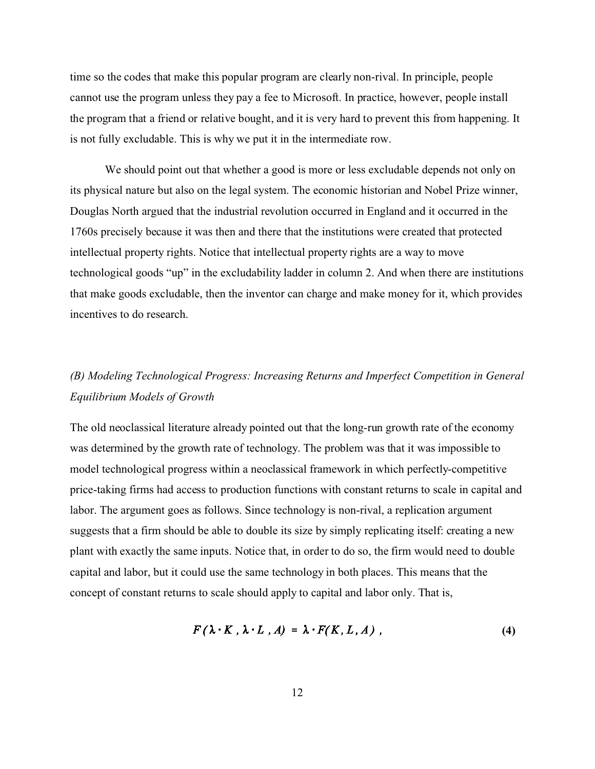time so the codes that make this popular program are clearly non-rival. In principle, people cannot use the program unless they pay a fee to Microsoft. In practice, however, people install the program that a friend or relative bought, and it is very hard to prevent this from happening. It is not fully excludable. This is why we put it in the intermediate row.

We should point out that whether a good is more or less excludable depends not only on its physical nature but also on the legal system. The economic historian and Nobel Prize winner, Douglas North argued that the industrial revolution occurred in England and it occurred in the 1760s precisely because it was then and there that the institutions were created that protected intellectual property rights. Notice that intellectual property rights are a way to move technological goods "up" in the excludability ladder in column 2. And when there are institutions that make goods excludable, then the inventor can charge and make money for it, which provides incentives to do research.

### *(B) Modeling Technological Progress: Increasing Returns and Imperfect Competition in General Equilibrium Models of Growth*

The old neoclassical literature already pointed out that the long-run growth rate of the economy was determined by the growth rate of technology. The problem was that it was impossible to model technological progress within a neoclassical framework in which perfectly-competitive price-taking firms had access to production functions with constant returns to scale in capital and labor. The argument goes as follows. Since technology is non-rival, a replication argument suggests that a firm should be able to double its size by simply replicating itself: creating a new plant with exactly the same inputs. Notice that, in order to do so, the firm would need to double capital and labor, but it could use the same technology in both places. This means that the concept of constant returns to scale should apply to capital and labor only. That is,

$$F(\lambda \cdot K, \lambda \cdot L, A) = \lambda \cdot F(K, L, A), \tag{4}$$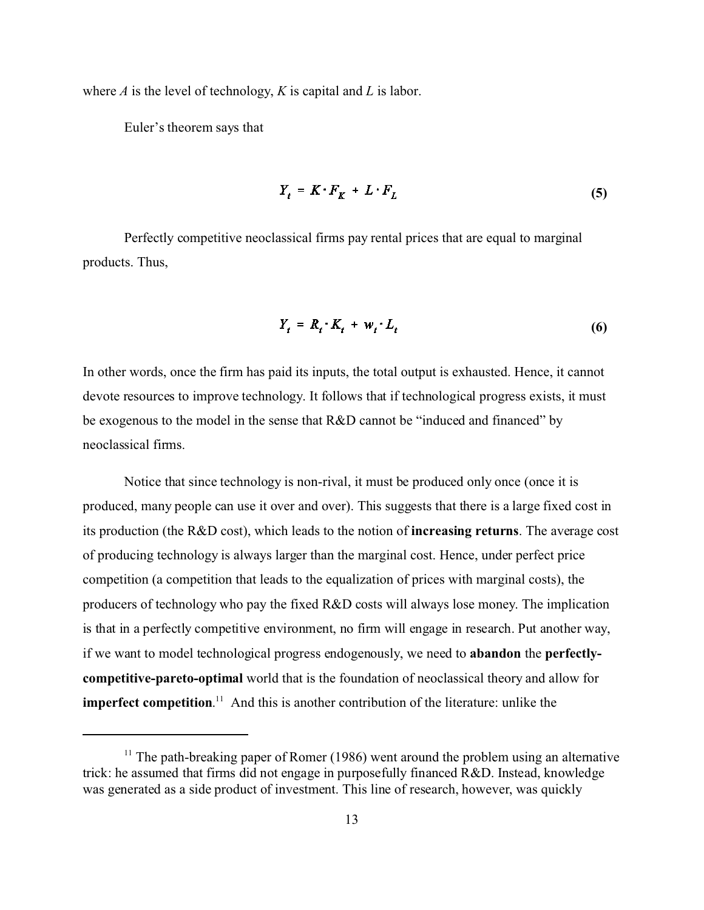where $A$ is the level of technology, $K$ is capital and $L$ is labor.

Euler's theorem says that

$$Y_t = K \cdot F_K + L \cdot F_L \tag{5}$$

Perfectly competitive neoclassical firms pay rental prices that are equal to marginal products. Thus,

$$Y_t = R_t \cdot K_t + w_t \cdot L_t \tag{6}$$

In other words, once the firm has paid its inputs, the total output is exhausted. Hence, it cannot devote resources to improve technology. It follows that if technological progress exists, it must be exogenous to the model in the sense that R&D cannot be "induced and financed" by neoclassical firms.

Notice that since technology is non-rival, it must be produced only once (once it is produced, many people can use it over and over). This suggests that there is a large fixed cost in its production (the R&D cost), which leads to the notion of **increasing returns**. The average cost of producing technology is always larger than the marginal cost. Hence, under perfect price competition (a competition that leads to the equalization of prices with marginal costs), the producers of technology who pay the fixed R&D costs will always lose money. The implication is that in a perfectly competitive environment, no firm will engage in research. Put another way, if we want to model technological progress endogenously, we need to **abandon** the **perfectly-competitive-pareto-optimal** world that is the foundation of neoclassical theory and allow for **imperfect competition**.[11] And this is another contribution of the literature: unlike the

[11] The path-breaking paper of Romer (1986) went around the problem using an alternative trick: he assumed that firms did not engage in purposefully financed R&D. Instead, knowledge was generated as a side product of investment. This line of research, however, was quickly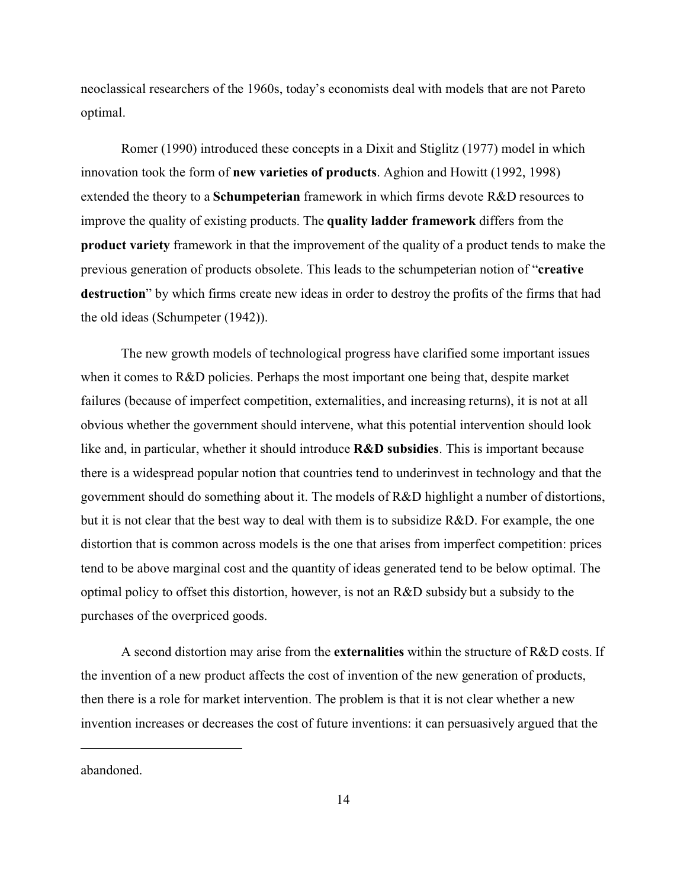neoclassical researchers of the 1960s, today's economists deal with models that are not Pareto optimal.

Romer (1990) introduced these concepts in a Dixit and Stiglitz (1977) model in which innovation took the form of **new varieties of products**. Aghion and Howitt (1992, 1998) extended the theory to a **Schumpeterian** framework in which firms devote R&D resources to improve the quality of existing products. The **quality ladder framework** differs from the **product variety** framework in that the improvement of the quality of a product tends to make the previous generation of products obsolete. This leads to the schumpeterian notion of "**creative destruction**" by which firms create new ideas in order to destroy the profits of the firms that had the old ideas (Schumpeter (1942)).

The new growth models of technological progress have clarified some important issues when it comes to R&D policies. Perhaps the most important one being that, despite market failures (because of imperfect competition, externalities, and increasing returns), it is not at all obvious whether the government should intervene, what this potential intervention should look like and, in particular, whether it should introduce **R&D subsidies**. This is important because there is a widespread popular notion that countries tend to underinvest in technology and that the government should do something about it. The models of R&D highlight a number of distortions, but it is not clear that the best way to deal with them is to subsidize R&D. For example, the one distortion that is common across models is the one that arises from imperfect competition: prices tend to be above marginal cost and the quantity of ideas generated tend to be below optimal. The optimal policy to offset this distortion, however, is not an R&D subsidy but a subsidy to the purchases of the overpriced goods.

A second distortion may arise from the **externalities** within the structure of R&D costs. If the invention of a new product affects the cost of invention of the new generation of products, then there is a role for market intervention. The problem is that it is not clear whether a new invention increases or decreases the cost of future inventions: it can persuasively argued that the

---

abandoned.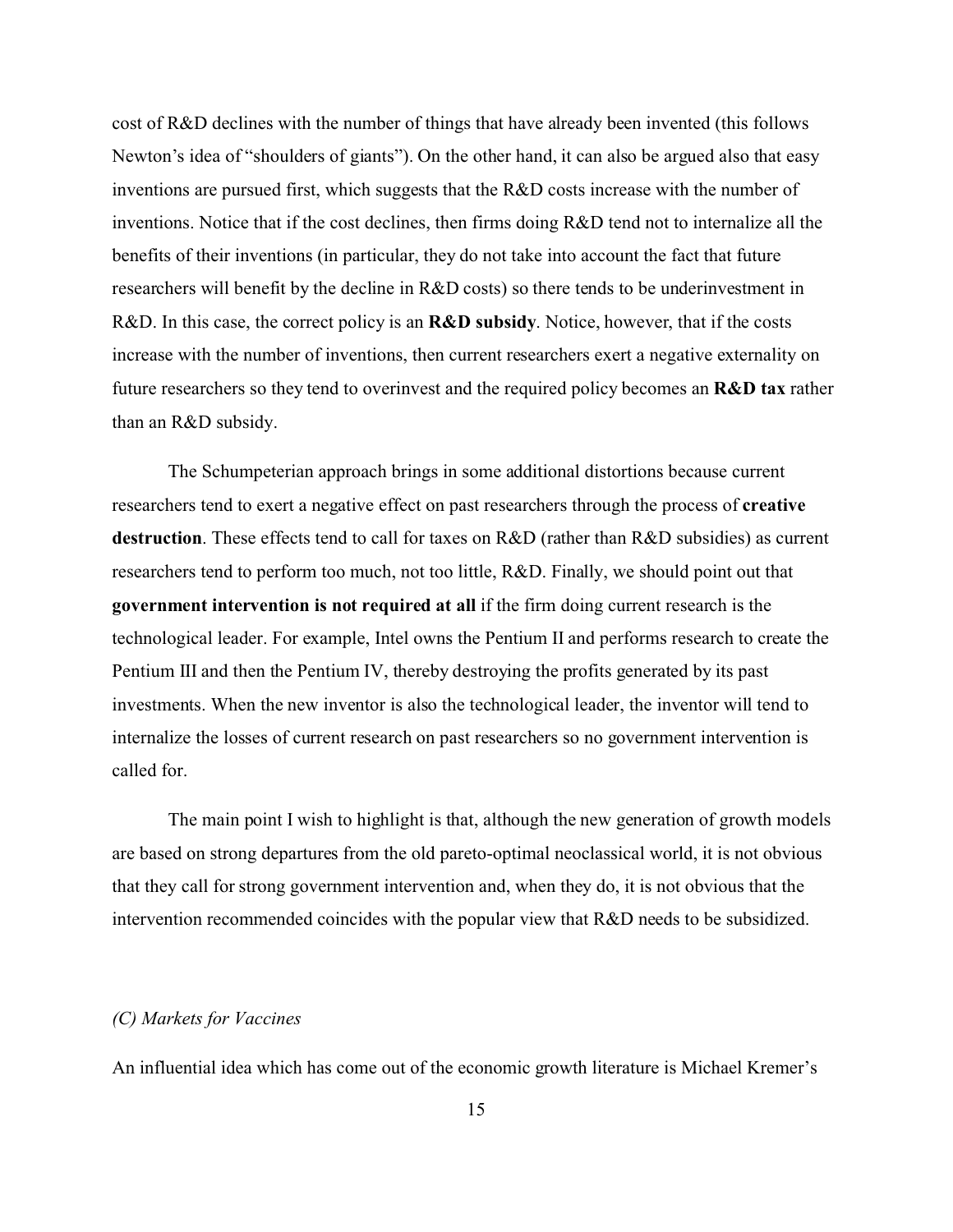cost of R&D declines with the number of things that have already been invented (this follows Newton's idea of "shoulders of giants"). On the other hand, it can also be argued also that easy inventions are pursued first, which suggests that the R&D costs increase with the number of inventions. Notice that if the cost declines, then firms doing R&D tend not to internalize all the benefits of their inventions (in particular, they do not take into account the fact that future researchers will benefit by the decline in R&D costs) so there tends to be underinvestment in R&D. In this case, the correct policy is an **R&D subsidy**. Notice, however, that if the costs increase with the number of inventions, then current researchers exert a negative externality on future researchers so they tend to overinvest and the required policy becomes an **R&D tax** rather than an R&D subsidy.

The Schumpeterian approach brings in some additional distortions because current researchers tend to exert a negative effect on past researchers through the process of **creative destruction**. These effects tend to call for taxes on R&D (rather than R&D subsidies) as current researchers tend to perform too much, not too little, R&D. Finally, we should point out that **government intervention is not required at all** if the firm doing current research is the technological leader. For example, Intel owns the Pentium II and performs research to create the Pentium III and then the Pentium IV, thereby destroying the profits generated by its past investments. When the new inventor is also the technological leader, the inventor will tend to internalize the losses of current research on past researchers so no government intervention is called for.

The main point I wish to highlight is that, although the new generation of growth models are based on strong departures from the old pareto-optimal neoclassical world, it is not obvious that they call for strong government intervention and, when they do, it is not obvious that the intervention recommended coincides with the popular view that R&D needs to be subsidized.

### *(C) Markets for Vaccines*

An influential idea which has come out of the economic growth literature is Michael Kremer's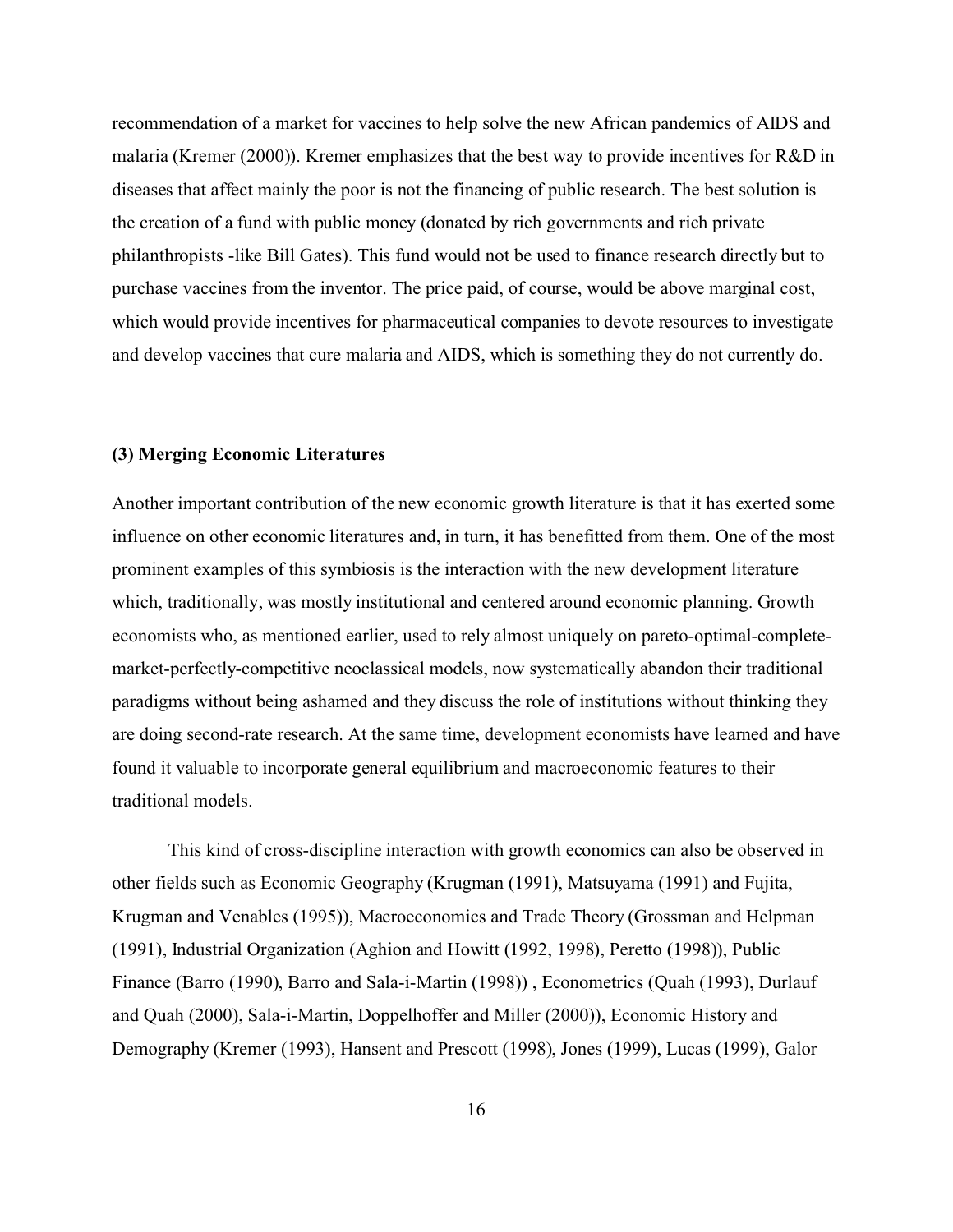recommendation of a market for vaccines to help solve the new African pandemics of AIDS and malaria (Kremer (2000)). Kremer emphasizes that the best way to provide incentives for R&D in diseases that affect mainly the poor is not the financing of public research. The best solution is the creation of a fund with public money (donated by rich governments and rich private philanthropists -like Bill Gates). This fund would not be used to finance research directly but to purchase vaccines from the inventor. The price paid, of course, would be above marginal cost, which would provide incentives for pharmaceutical companies to devote resources to investigate and develop vaccines that cure malaria and AIDS, which is something they do not currently do.

### (3) Merging Economic Literatures

Another important contribution of the new economic growth literature is that it has exerted some influence on other economic literatures and, in turn, it has benefitted from them. One of the most prominent examples of this symbiosis is the interaction with the new development literature which, traditionally, was mostly institutional and centered around economic planning. Growth economists who, as mentioned earlier, used to rely almost uniquely on pareto-optimal-complete-market-perfectly-competitive neoclassical models, now systematically abandon their traditional paradigms without being ashamed and they discuss the role of institutions without thinking they are doing second-rate research. At the same time, development economists have learned and have found it valuable to incorporate general equilibrium and macroeconomic features to their traditional models.

This kind of cross-discipline interaction with growth economics can also be observed in other fields such as Economic Geography (Krugman (1991), Matsuyama (1991) and Fujita, Krugman and Venables (1995)), Macroeconomics and Trade Theory (Grossman and Helpman (1991), Industrial Organization (Aghion and Howitt (1992, 1998), Peretto (1998)), Public Finance (Barro (1990), Barro and Sala-i-Martin (1998)) , Econometrics (Quah (1993), Durlauf and Quah (2000), Sala-i-Martin, Doppelhoffer and Miller (2000)), Economic History and Demography (Kremer (1993), Hansent and Prescott (1998), Jones (1999), Lucas (1999), Galor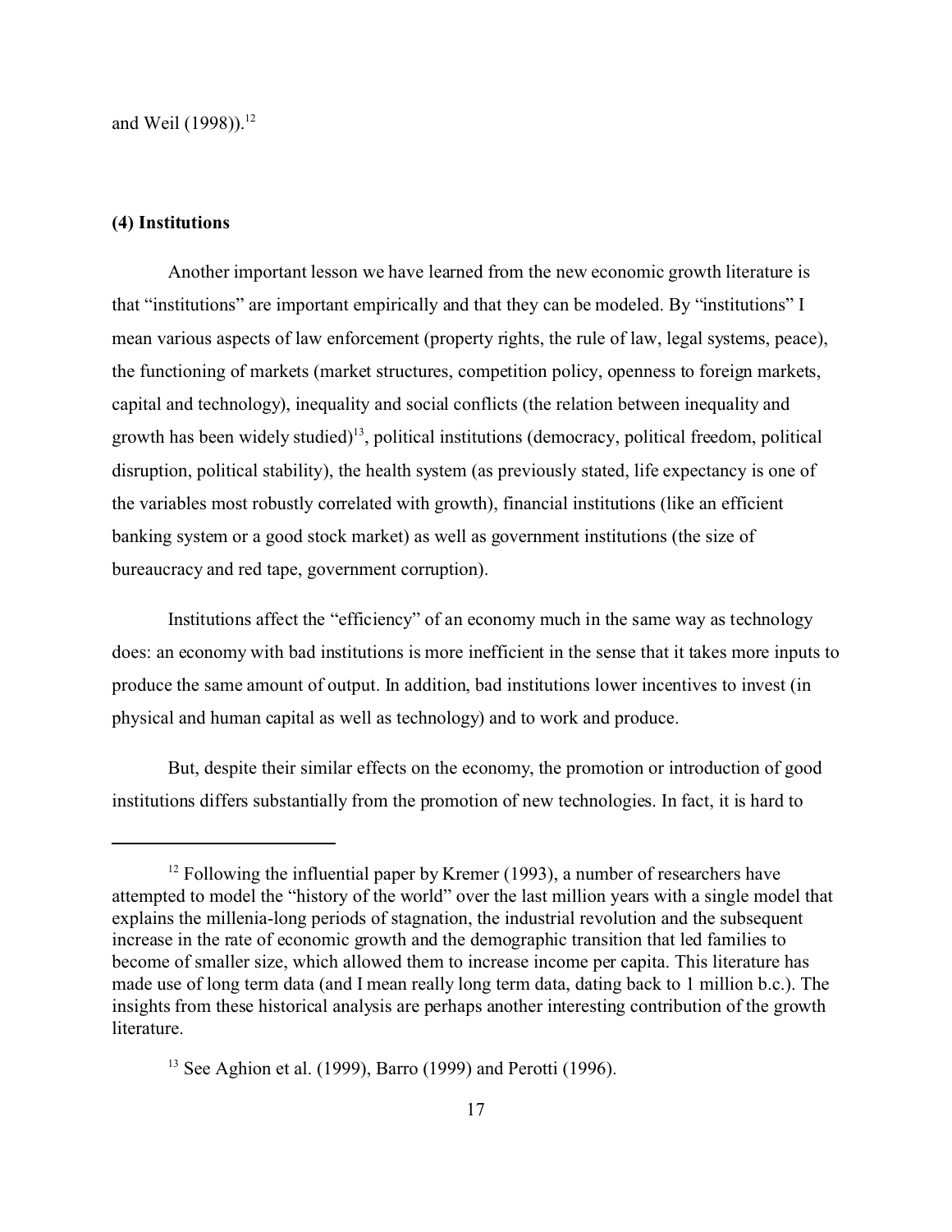and Weil (1998)).[12]

**(4) Institutions**

Another important lesson we have learned from the new economic growth literature is that "institutions" are important empirically and that they can be modeled. By "institutions" I mean various aspects of law enforcement (property rights, the rule of law, legal systems, peace), the functioning of markets (market structures, competition policy, openness to foreign markets, capital and technology), inequality and social conflicts (the relation between inequality and growth has been widely studied)[13], political institutions (democracy, political freedom, political disruption, political stability), the health system (as previously stated, life expectancy is one of the variables most robustly correlated with growth), financial institutions (like an efficient banking system or a good stock market) as well as government institutions (the size of bureaucracy and red tape, government corruption).

Institutions affect the "efficiency" of an economy much in the same way as technology does: an economy with bad institutions is more inefficient in the sense that it takes more inputs to produce the same amount of output. In addition, bad institutions lower incentives to invest (in physical and human capital as well as technology) and to work and produce.

But, despite their similar effects on the economy, the promotion or introduction of good institutions differs substantially from the promotion of new technologies. In fact, it is hard to

---

[12] Following the influential paper by Kremer (1993), a number of researchers have attempted to model the "history of the world" over the last million years with a single model that explains the millenia-long periods of stagnation, the industrial revolution and the subsequent increase in the rate of economic growth and the demographic transition that led families to become of smaller size, which allowed them to increase income per capita. This literature has made use of long term data (and I mean really long term data, dating back to 1 million b.c.). The insights from these historical analysis are perhaps another interesting contribution of the growth literature.

[13] See Aghion et al. (1999), Barro (1999) and Perotti (1996).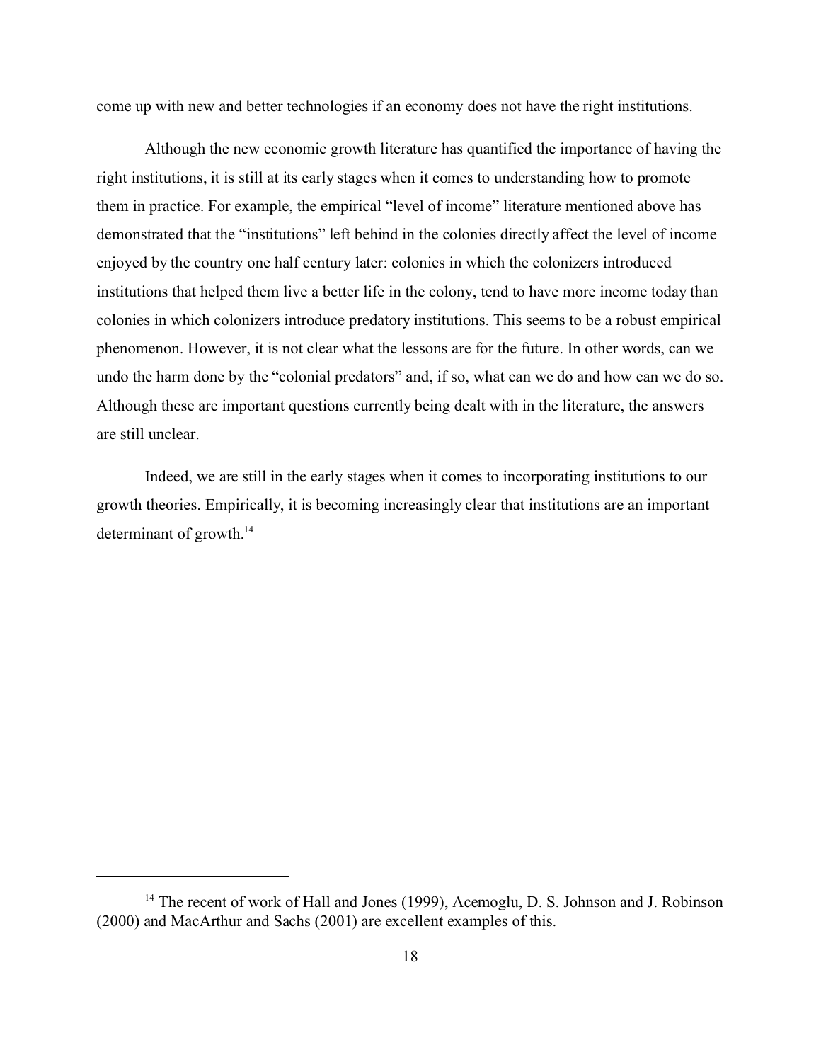come up with new and better technologies if an economy does not have the right institutions.

Although the new economic growth literature has quantified the importance of having the right institutions, it is still at its early stages when it comes to understanding how to promote them in practice. For example, the empirical "level of income" literature mentioned above has demonstrated that the "institutions" left behind in the colonies directly affect the level of income enjoyed by the country one half century later: colonies in which the colonizers introduced institutions that helped them live a better life in the colony, tend to have more income today than colonies in which colonizers introduce predatory institutions. This seems to be a robust empirical phenomenon. However, it is not clear what the lessons are for the future. In other words, can we undo the harm done by the "colonial predators" and, if so, what can we do and how can we do so. Although these are important questions currently being dealt with in the literature, the answers are still unclear.

Indeed, we are still in the early stages when it comes to incorporating institutions to our growth theories. Empirically, it is becoming increasingly clear that institutions are an important determinant of growth.[14]

---

[14] The recent of work of Hall and Jones (1999), Acemoglu, D. S. Johnson and J. Robinson (2000) and MacArthur and Sachs (2001) are excellent examples of this.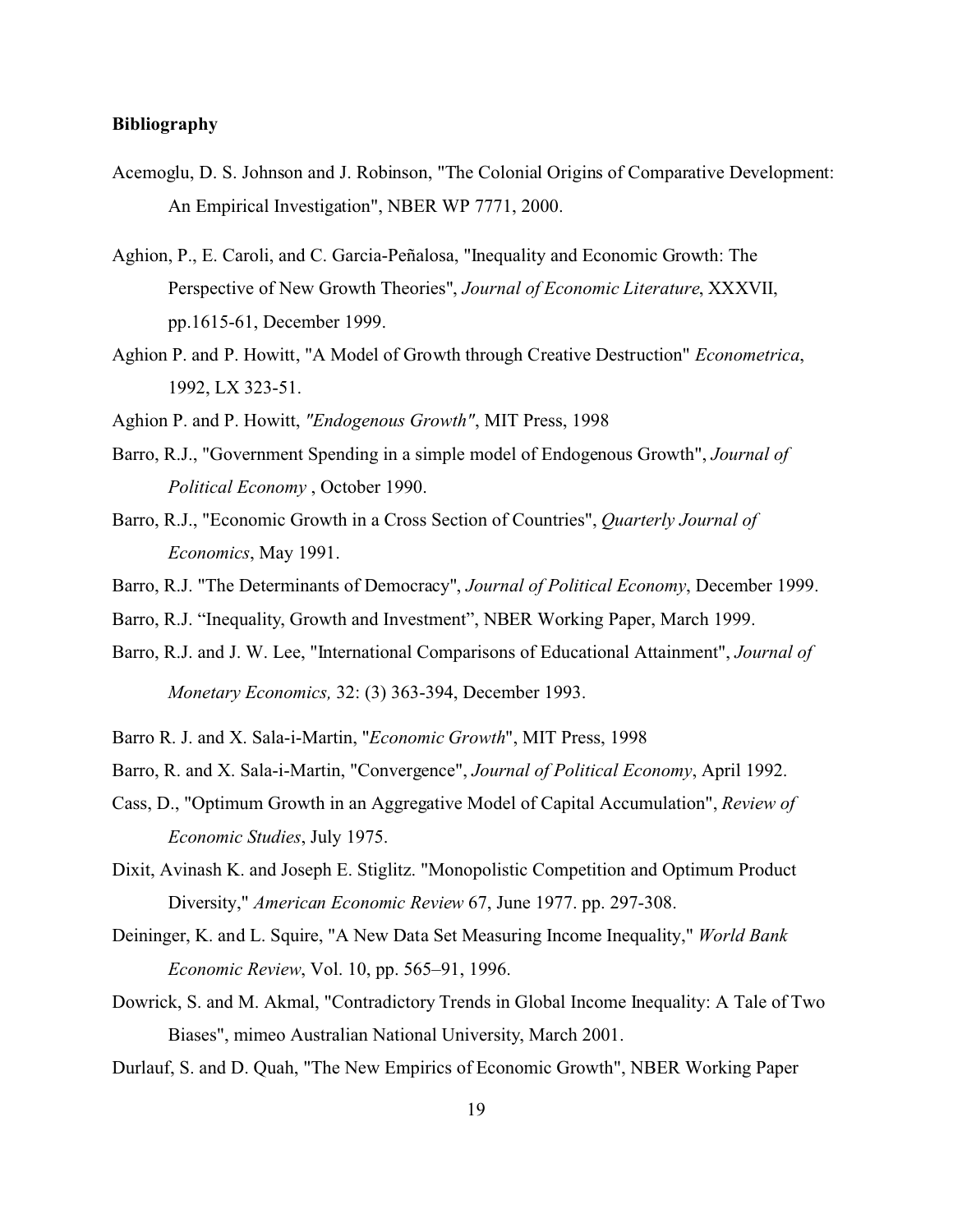**Bibliography**

Acemoglu, D. S. Johnson and J. Robinson, "The Colonial Origins of Comparative Development: An Empirical Investigation", NBER WP 7771, 2000.

Aghion, P., E. Caroli, and C. Garcia-Peñalosa, "Inequality and Economic Growth: The Perspective of New Growth Theories", *Journal of Economic Literature*, XXXVII, pp.1615-61, December 1999.

Aghion P. and P. Howitt, "A Model of Growth through Creative Destruction" *Econometrica*, 1992, LX 323-51.

Aghion P. and P. Howitt, *"Endogenous Growth"*, MIT Press, 1998

Barro, R.J., "Government Spending in a simple model of Endogenous Growth", *Journal of Political Economy* , October 1990.

Barro, R.J., "Economic Growth in a Cross Section of Countries", *Quarterly Journal of Economics*, May 1991.

Barro, R.J. "The Determinants of Democracy", *Journal of Political Economy*, December 1999.

Barro, R.J. "Inequality, Growth and Investment", NBER Working Paper, March 1999.

Barro, R.J. and J. W. Lee, "International Comparisons of Educational Attainment", *Journal of Monetary Economics,* 32: (3) 363-394, December 1993.

Barro R. J. and X. Sala-i-Martin, "*Economic Growth*", MIT Press, 1998

Barro, R. and X. Sala-i-Martin, "Convergence", *Journal of Political Economy*, April 1992.

Cass, D., "Optimum Growth in an Aggregative Model of Capital Accumulation", *Review of Economic Studies*, July 1975.

Dixit, Avinash K. and Joseph E. Stiglitz. "Monopolistic Competition and Optimum Product Diversity," *American Economic Review* 67, June 1977. pp. 297-308.

Deininger, K. and L. Squire, "A New Data Set Measuring Income Inequality," *World Bank Economic Review*, Vol. 10, pp. 565–91, 1996.

Dowrick, S. and M. Akmal, "Contradictory Trends in Global Income Inequality: A Tale of Two Biases", mimeo Australian National University, March 2001.

Durlauf, S. and D. Quah, "The New Empirics of Economic Growth", NBER Working Paper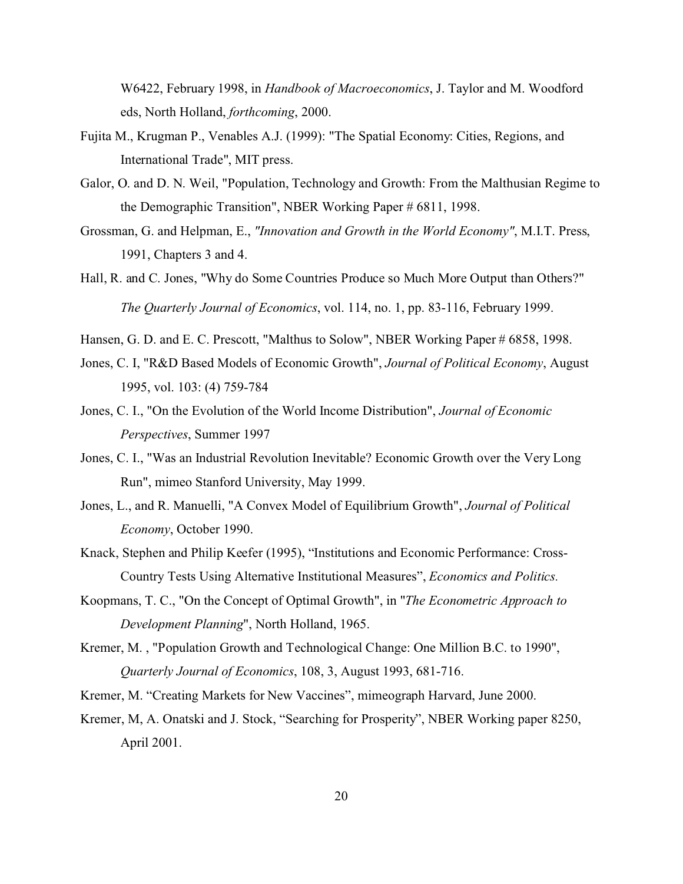W6422, February 1998, in *Handbook of Macroeconomics*, J. Taylor and M. Woodford eds, North Holland, *forthcoming*, 2000.

Fujita M., Krugman P., Venables A.J. (1999): "The Spatial Economy: Cities, Regions, and International Trade", MIT press.

Galor, O. and D. N. Weil, "Population, Technology and Growth: From the Malthusian Regime to the Demographic Transition", NBER Working Paper # 6811, 1998.

Grossman, G. and Helpman, E., *"Innovation and Growth in the World Economy"*, M.I.T. Press, 1991, Chapters 3 and 4.

Hall, R. and C. Jones, "Why do Some Countries Produce so Much More Output than Others?" *The Quarterly Journal of Economics*, vol. 114, no. 1, pp. 83-116, February 1999.

Hansen, G. D. and E. C. Prescott, "Malthus to Solow", NBER Working Paper # 6858, 1998.

Jones, C. I, "R&D Based Models of Economic Growth", *Journal of Political Economy*, August 1995, vol. 103: (4) 759-784

Jones, C. I., "On the Evolution of the World Income Distribution", *Journal of Economic Perspectives*, Summer 1997

Jones, C. I., "Was an Industrial Revolution Inevitable? Economic Growth over the Very Long Run", mimeo Stanford University, May 1999.

Jones, L., and R. Manuelli, "A Convex Model of Equilibrium Growth", *Journal of Political Economy*, October 1990.

Knack, Stephen and Philip Keefer (1995), "Institutions and Economic Performance: Cross-Country Tests Using Alternative Institutional Measures", *Economics and Politics.*

Koopmans, T. C., "On the Concept of Optimal Growth", in "*The Econometric Approach to Development Planning*", North Holland, 1965.

Kremer, M. , "Population Growth and Technological Change: One Million B.C. to 1990", *Quarterly Journal of Economics*, 108, 3, August 1993, 681-716.

Kremer, M. "Creating Markets for New Vaccines", mimeograph Harvard, June 2000.

Kremer, M, A. Onatski and J. Stock, "Searching for Prosperity", NBER Working paper 8250, April 2001.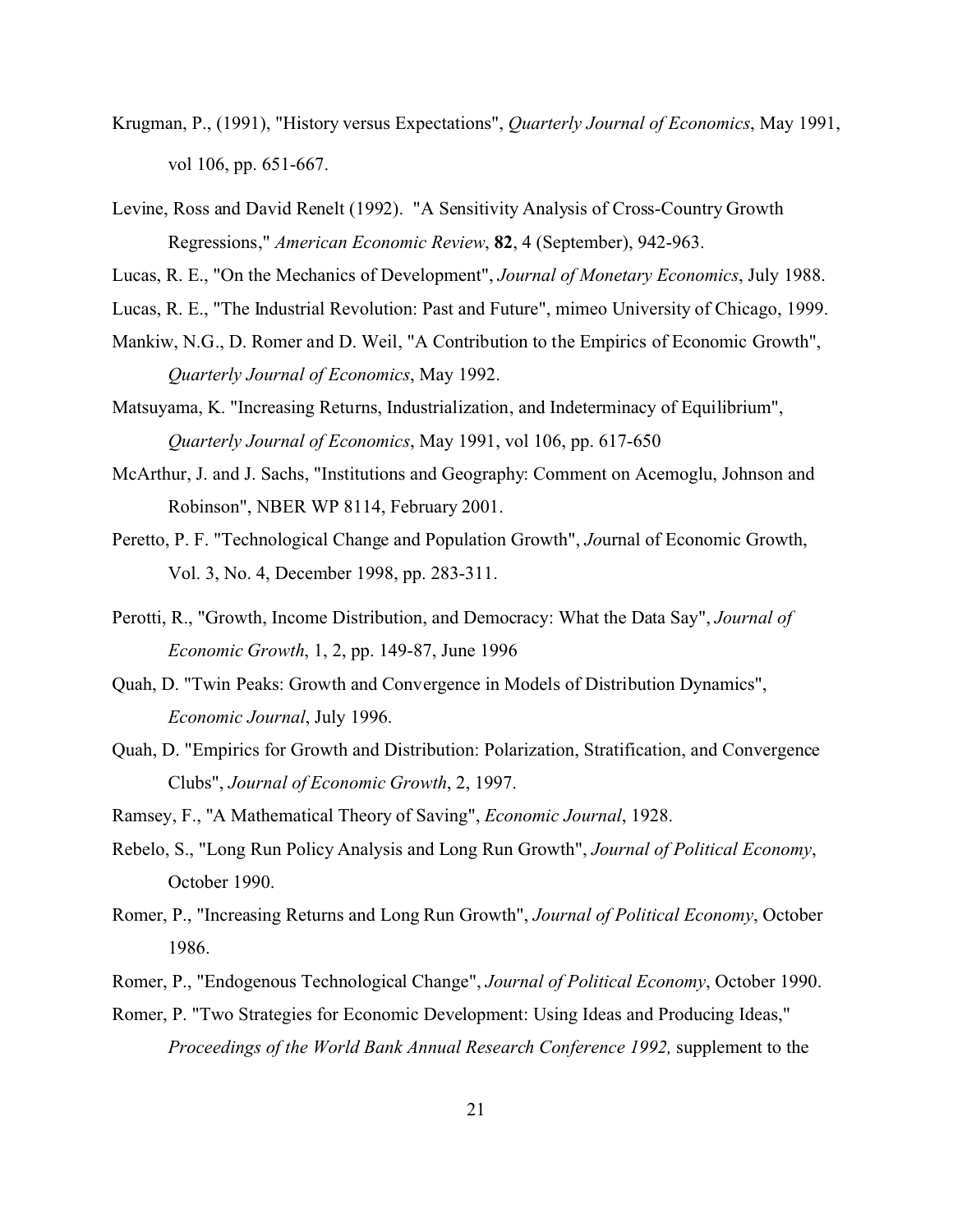Krugman, P., (1991), "History versus Expectations", *Quarterly Journal of Economics*, May 1991, vol 106, pp. 651-667.

Levine, Ross and David Renelt (1992). "A Sensitivity Analysis of Cross-Country Growth Regressions," *American Economic Review*, **82**, 4 (September), 942-963.

Lucas, R. E., "On the Mechanics of Development", *Journal of Monetary Economics*, July 1988.

Lucas, R. E., "The Industrial Revolution: Past and Future", mimeo University of Chicago, 1999.

Mankiw, N.G., D. Romer and D. Weil, "A Contribution to the Empirics of Economic Growth", *Quarterly Journal of Economics*, May 1992.

Matsuyama, K. "Increasing Returns, Industrialization, and Indeterminacy of Equilibrium", *Quarterly Journal of Economics*, May 1991, vol 106, pp. 617-650

McArthur, J. and J. Sachs, "Institutions and Geography: Comment on Acemoglu, Johnson and Robinson", NBER WP 8114, February 2001.

Peretto, P. F. "Technological Change and Population Growth", *Jo*urnal of Economic Growth, Vol. 3, No. 4, December 1998, pp. 283-311.

Perotti, R., "Growth, Income Distribution, and Democracy: What the Data Say", *Journal of Economic Growth*, 1, 2, pp. 149-87, June 1996

Quah, D. "Twin Peaks: Growth and Convergence in Models of Distribution Dynamics", *Economic Journal*, July 1996.

Quah, D. "Empirics for Growth and Distribution: Polarization, Stratification, and Convergence Clubs", *Journal of Economic Growth*, 2, 1997.

Ramsey, F., "A Mathematical Theory of Saving", *Economic Journal*, 1928.

Rebelo, S., "Long Run Policy Analysis and Long Run Growth", *Journal of Political Economy*, October 1990.

Romer, P., "Increasing Returns and Long Run Growth", *Journal of Political Economy*, October 1986.

Romer, P., "Endogenous Technological Change", *Journal of Political Economy*, October 1990.

Romer, P. "Two Strategies for Economic Development: Using Ideas and Producing Ideas," *Proceedings of the World Bank Annual Research Conference 1992,* supplement to the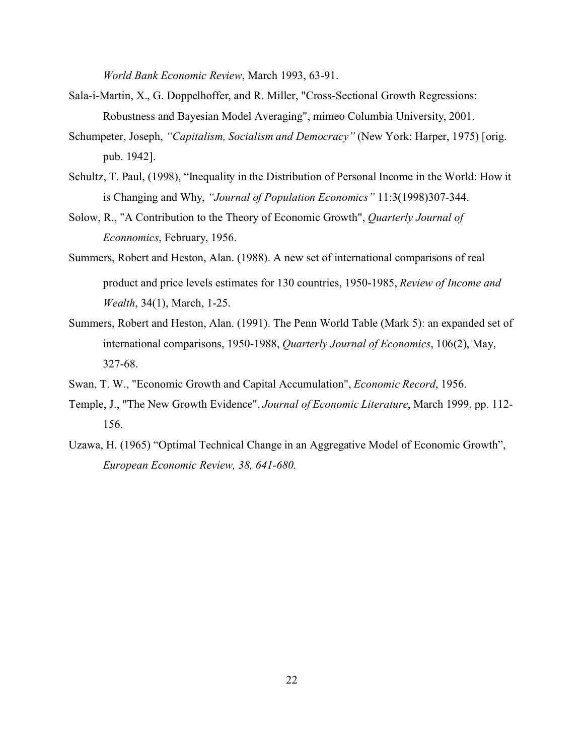*World Bank Economic Review*, March 1993, 63-91.

Sala-i-Martin, X., G. Doppelhoffer, and R. Miller, "Cross-Sectional Growth Regressions: Robustness and Bayesian Model Averaging", mimeo Columbia University, 2001.

Schumpeter, Joseph, *"Capitalism, Socialism and Democracy"* (New York: Harper, 1975) [orig. pub. 1942].

Schultz, T. Paul, (1998), "Inequality in the Distribution of Personal Income in the World: How it is Changing and Why, *"Journal of Population Economics"* 11:3(1998)307-344.

Solow, R., "A Contribution to the Theory of Economic Growth", *Quarterly Journal of Econnomics*, February, 1956.

Summers, Robert and Heston, Alan. (1988). A new set of international comparisons of real product and price levels estimates for 130 countries, 1950-1985, *Review of Income and Wealth*, 34(1), March, 1-25.

Summers, Robert and Heston, Alan. (1991). The Penn World Table (Mark 5): an expanded set of international comparisons, 1950-1988, *Quarterly Journal of Economics*, 106(2), May, 327-68.

Swan, T. W., "Economic Growth and Capital Accumulation", *Economic Record*, 1956.

Temple, J., "The New Growth Evidence", *Journal of Economic Literature*, March 1999, pp. 112-156.

Uzawa, H. (1965) "Optimal Technical Change in an Aggregative Model of Economic Growth", *European Economic Review, 38, 641-680.*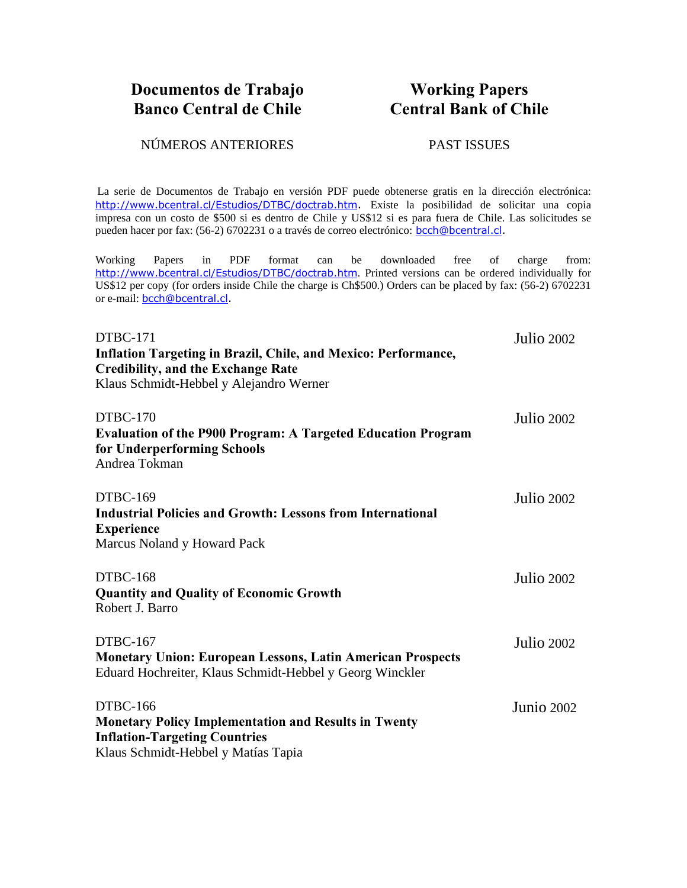# Documentos de Trabajo Banco Central de Chile

# Working Papers Central Bank of Chile

NÚMEROS ANTERIORES

PAST ISSUES

La serie de Documentos de Trabajo en versión PDF puede obtenerse gratis en la dirección electrónica: http://www.bcentral.cl/Estudios/DTBC/doctrab.htm. Existe la posibilidad de solicitar una copia impresa con un costo de $500 si es dentro de Chile y US$12 si es para fuera de Chile. Las solicitudes se pueden hacer por fax: (56-2) 6702231 o a través de correo electrónico: bcch@bcentral.cl.

Working Papers in PDF format can be downloaded free of charge from: http://www.bcentral.cl/Estudios/DTBC/doctrab.htm. Printed versions can be ordered individually for US$12 per copy (for orders inside Chile the charge is Ch$500.) Orders can be placed by fax: (56-2) 6702231 or e-mail: bcch@bcentral.cl.

DTBC-171 — Julio 2002
**Inflation Targeting in Brazil, Chile, and Mexico: Performance, Credibility, and the Exchange Rate**
Klaus Schmidt-Hebbel y Alejandro Werner

DTBC-170 — Julio 2002
**Evaluation of the P900 Program: A Targeted Education Program for Underperforming Schools**
Andrea Tokman

DTBC-169 — Julio 2002
**Industrial Policies and Growth: Lessons from International Experience**
Marcus Noland y Howard Pack

DTBC-168 — Julio 2002
**Quantity and Quality of Economic Growth**
Robert J. Barro

DTBC-167 — Julio 2002
**Monetary Union: European Lessons, Latin American Prospects**
Eduard Hochreiter, Klaus Schmidt-Hebbel y Georg Winckler

DTBC-166 — Junio 2002
**Monetary Policy Implementation and Results in Twenty Inflation-Targeting Countries**
Klaus Schmidt-Hebbel y Matías Tapia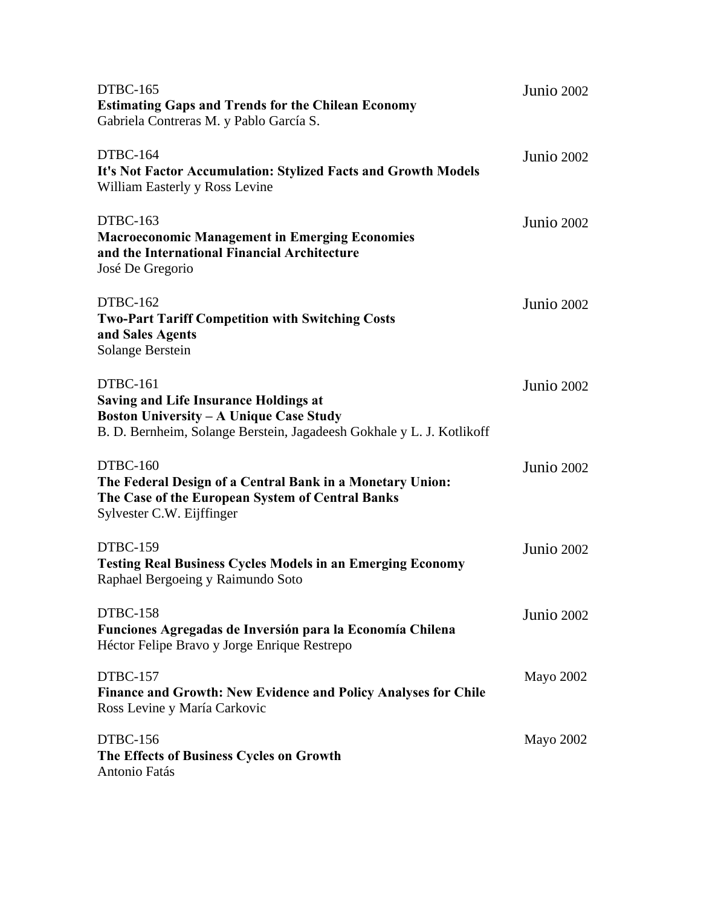DTBC-165 Junio 2002
**Estimating Gaps and Trends for the Chilean Economy**
Gabriela Contreras M. y Pablo García S.

DTBC-164 Junio 2002
**It's Not Factor Accumulation: Stylized Facts and Growth Models**
William Easterly y Ross Levine

DTBC-163 Junio 2002
**Macroeconomic Management in Emerging Economies and the International Financial Architecture**
José De Gregorio

DTBC-162 Junio 2002
**Two-Part Tariff Competition with Switching Costs and Sales Agents**
Solange Berstein

DTBC-161 Junio 2002
**Saving and Life Insurance Holdings at Boston University – A Unique Case Study**
B. D. Bernheim, Solange Berstein, Jagadeesh Gokhale y L. J. Kotlikoff

DTBC-160 Junio 2002
**The Federal Design of a Central Bank in a Monetary Union: The Case of the European System of Central Banks**
Sylvester C.W. Eijffinger

DTBC-159 Junio 2002
**Testing Real Business Cycles Models in an Emerging Economy**
Raphael Bergoeing y Raimundo Soto

DTBC-158 Junio 2002
**Funciones Agregadas de Inversión para la Economía Chilena**
Héctor Felipe Bravo y Jorge Enrique Restrepo

DTBC-157 Mayo 2002
**Finance and Growth: New Evidence and Policy Analyses for Chile**
Ross Levine y María Carkovic

DTBC-156 Mayo 2002
**The Effects of Business Cycles on Growth**
Antonio Fatás